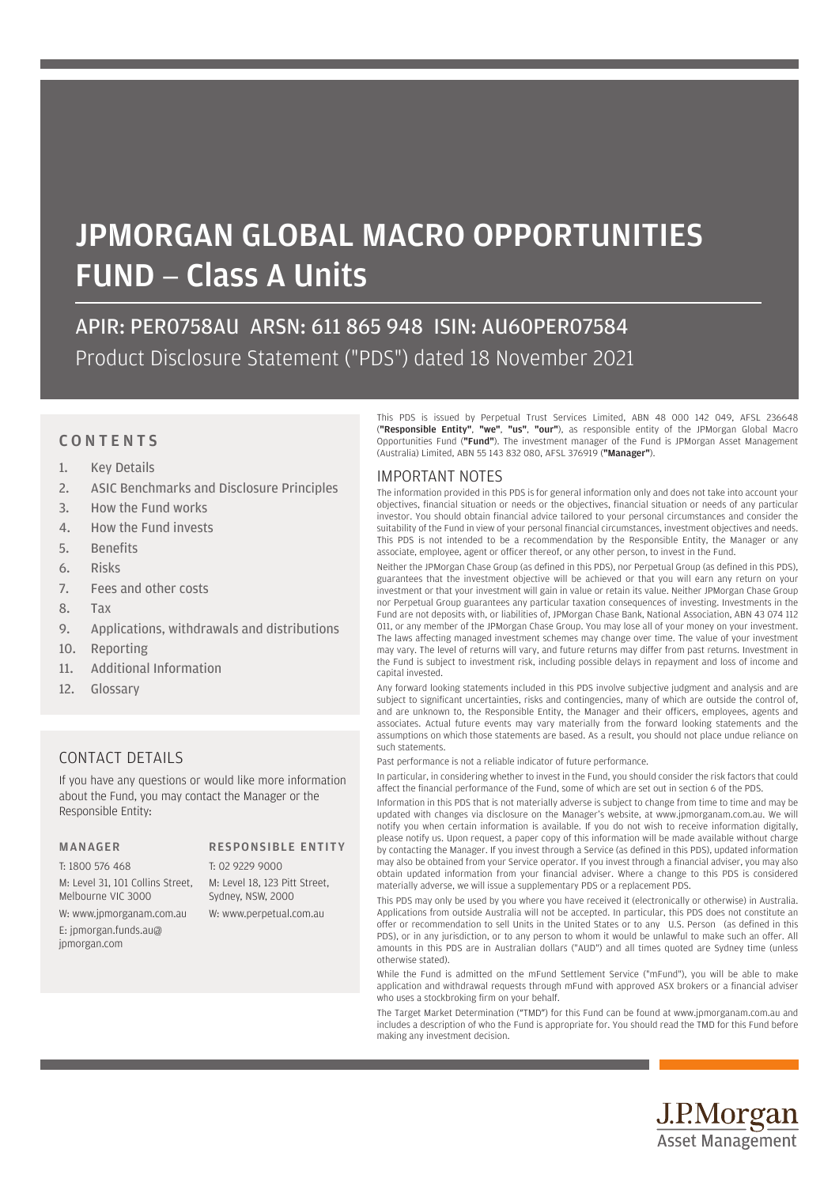# JPMORGAN GLOBAL MACRO OPPORTUNITIES FUND – Class A Units

## APIR: PER0758AU ARSN: 611 865 948 ISIN: AU60PER07584

Product Disclosure Statement ("PDS") dated 18 November 2021

### CONTENTS

1. Key Details
2. ASIC Benchmarks and Disclosure Principles
3. How the Fund works
4. How the Fund invests
5. Benefits
6. Risks
7. Fees and other costs
8. Tax
9. Applications, withdrawals and distributions
10. Reporting
11. Additional Information
12. Glossary

### CONTACT DETAILS

If you have any questions or would like more information about the Fund, you may contact the Manager or the Responsible Entity:

**MANAGER**

T: 1800 576 468

M: Level 31, 101 Collins Street, Melbourne VIC 3000

W: www.jpmorganam.com.au

E: jpmorgan.funds.au@jpmorgan.com

**RESPONSIBLE ENTITY**

T: 02 9229 9000

M: Level 18, 123 Pitt Street, Sydney, NSW, 2000

W: www.perpetual.com.au

This PDS is issued by Perpetual Trust Services Limited, ABN 48 000 142 049, AFSL 236648 (**"Responsible Entity"**, **"we"**, **"us"**, **"our"**), as responsible entity of the JPMorgan Global Macro Opportunities Fund (**"Fund"**). The investment manager of the Fund is JPMorgan Asset Management (Australia) Limited, ABN 55 143 832 080, AFSL 376919 (**"Manager"**).

## IMPORTANT NOTES

The information provided in this PDS is for general information only and does not take into account your objectives, financial situation or needs or the objectives, financial situation or needs of any particular investor. You should obtain financial advice tailored to your personal circumstances and consider the suitability of the Fund in view of your personal financial circumstances, investment objectives and needs. This PDS is not intended to be a recommendation by the Responsible Entity, the Manager or any associate, employee, agent or officer thereof, or any other person, to invest in the Fund.

Neither the JPMorgan Chase Group (as defined in this PDS), nor Perpetual Group (as defined in this PDS), guarantees that the investment objective will be achieved or that you will earn any return on your investment or that your investment will gain in value or retain its value. Neither JPMorgan Chase Group nor Perpetual Group guarantees any particular taxation consequences of investing. Investments in the Fund are not deposits with, or liabilities of, JPMorgan Chase Bank, National Association, ABN 43 074 112 011, or any member of the JPMorgan Chase Group. You may lose all of your money on your investment. The laws affecting managed investment schemes may change over time. The value of your investment may vary. The level of returns will vary, and future returns may differ from past returns. Investment in the Fund is subject to investment risk, including possible delays in repayment and loss of income and capital invested.

Any forward looking statements included in this PDS involve subjective judgment and analysis and are subject to significant uncertainties, risks and contingencies, many of which are outside the control of, and are unknown to, the Responsible Entity, the Manager and their officers, employees, agents and associates. Actual future events may vary materially from the forward looking statements and the assumptions on which those statements are based. As a result, you should not place undue reliance on such statements.

Past performance is not a reliable indicator of future performance.

In particular, in considering whether to invest in the Fund, you should consider the risk factors that could affect the financial performance of the Fund, some of which are set out in section 6 of the PDS.

Information in this PDS that is not materially adverse is subject to change from time to time and may be updated with changes via disclosure on the Manager's website, at www.jpmorganam.com.au. We will notify you when certain information is available. If you do not wish to receive information digitally, please notify us. Upon request, a paper copy of this information will be made available without charge by contacting the Manager. If you invest through a Service (as defined in this PDS), updated information may also be obtained from your Service operator. If you invest through a financial adviser, you may also obtain updated information from your financial adviser. Where a change to this PDS is considered materially adverse, we will issue a supplementary PDS or a replacement PDS.

This PDS may only be used by you where you have received it (electronically or otherwise) in Australia. Applications from outside Australia will not be accepted. In particular, this PDS does not constitute an offer or recommendation to sell Units in the United States or to any U.S. Person (as defined in this PDS), or in any jurisdiction, or to any person to whom it would be unlawful to make such an offer. All amounts in this PDS are in Australian dollars ("AUD") and all times quoted are Sydney time (unless otherwise stated).

While the Fund is admitted on the mFund Settlement Service ("mFund"), you will be able to make application and withdrawal requests through mFund with approved ASX brokers or a financial adviser who uses a stockbroking firm on your behalf.

The Target Market Determination ("TMD") for this Fund can be found at www.jpmorganam.com.au and includes a description of who the Fund is appropriate for. You should read the TMD for this Fund before making any investment decision.

J.P.Morgan Asset Management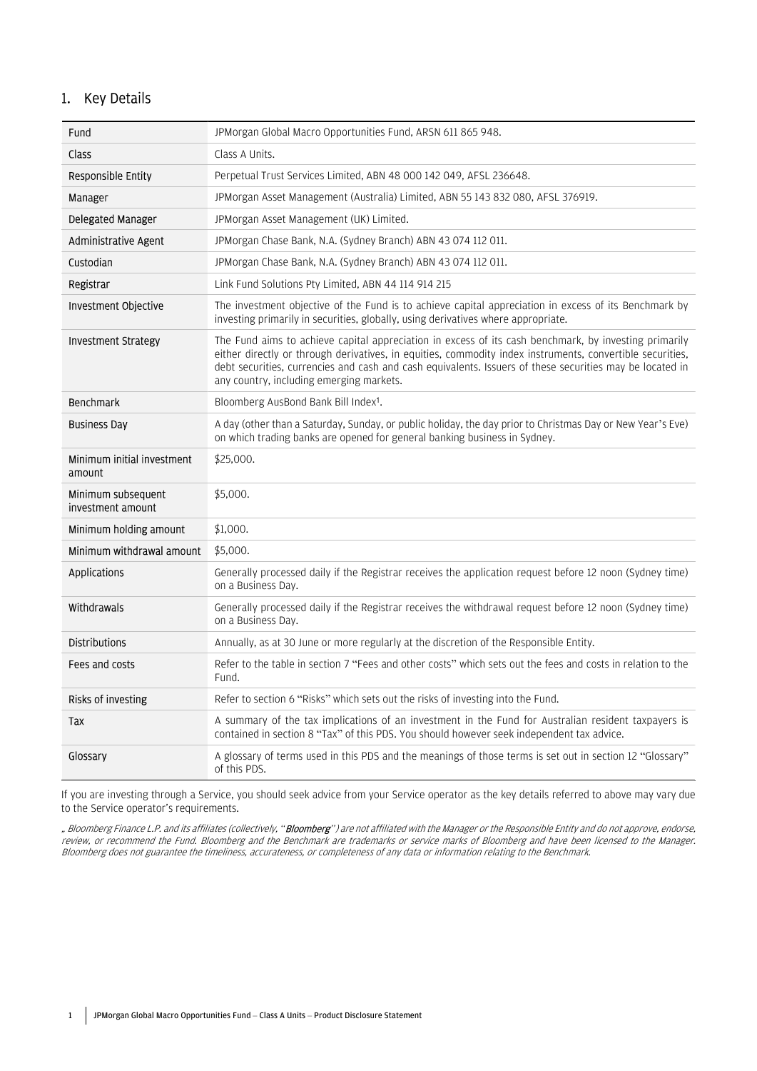## 1. Key Details

| | |
|---|---|
| Fund | JPMorgan Global Macro Opportunities Fund, ARSN 611 865 948. |
| Class | Class A Units. |
| Responsible Entity | Perpetual Trust Services Limited, ABN 48 000 142 049, AFSL 236648. |
| Manager | JPMorgan Asset Management (Australia) Limited, ABN 55 143 832 080, AFSL 376919. |
| Delegated Manager | JPMorgan Asset Management (UK) Limited. |
| Administrative Agent | JPMorgan Chase Bank, N.A. (Sydney Branch) ABN 43 074 112 011. |
| Custodian | JPMorgan Chase Bank, N.A. (Sydney Branch) ABN 43 074 112 011. |
| Registrar | Link Fund Solutions Pty Limited, ABN 44 114 914 215 |
| Investment Objective | The investment objective of the Fund is to achieve capital appreciation in excess of its Benchmark by investing primarily in securities, globally, using derivatives where appropriate. |
| Investment Strategy | The Fund aims to achieve capital appreciation in excess of its cash benchmark, by investing primarily either directly or through derivatives, in equities, commodity index instruments, convertible securities, debt securities, currencies and cash and cash equivalents. Issuers of these securities may be located in any country, including emerging markets. |
| Benchmark | Bloomberg AusBond Bank Bill Index[1]. |
| Business Day | A day (other than a Saturday, Sunday, or public holiday, the day prior to Christmas Day or New Year's Eve) on which trading banks are opened for general banking business in Sydney. |
| Minimum initial investment amount | $25,000. |
| Minimum subsequent investment amount | $5,000. |
| Minimum holding amount | $1,000. |
| Minimum withdrawal amount | $5,000. |
| Applications | Generally processed daily if the Registrar receives the application request before 12 noon (Sydney time) on a Business Day. |
| Withdrawals | Generally processed daily if the Registrar receives the withdrawal request before 12 noon (Sydney time) on a Business Day. |
| Distributions | Annually, as at 30 June or more regularly at the discretion of the Responsible Entity. |
| Fees and costs | Refer to the table in section 7 "Fees and other costs" which sets out the fees and costs in relation to the Fund. |
| Risks of investing | Refer to section 6 "Risks" which sets out the risks of investing into the Fund. |
| Tax | A summary of the tax implications of an investment in the Fund for Australian resident taxpayers is contained in section 8 "Tax" of this PDS. You should however seek independent tax advice. |
| Glossary | A glossary of terms used in this PDS and the meanings of those terms is set out in section 12 "Glossary" of this PDS. |

If you are investing through a Service, you should seek advice from your Service operator as the key details referred to above may vary due to the Service operator's requirements.

*[1] Bloomberg Finance L.P. and its affiliates (collectively, "**Bloomberg**") are not affiliated with the Manager or the Responsible Entity and do not approve, endorse, review, or recommend the Fund. Bloomberg and the Benchmark are trademarks or service marks of Bloomberg and have been licensed to the Manager. Bloomberg does not guarantee the timeliness, accurateness, or completeness of any data or information relating to the Benchmark.*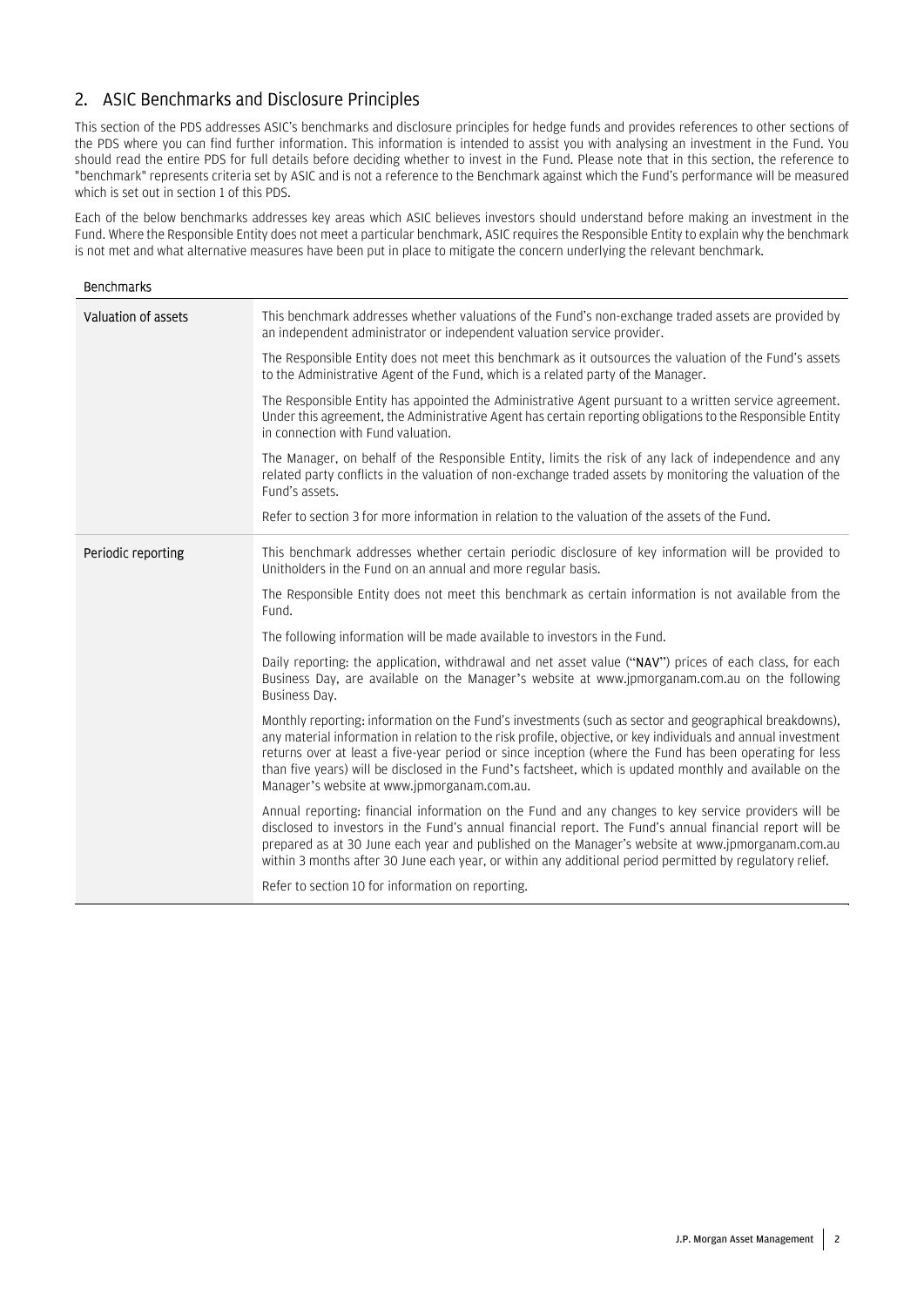## 2. ASIC Benchmarks and Disclosure Principles

This section of the PDS addresses ASIC's benchmarks and disclosure principles for hedge funds and provides references to other sections of the PDS where you can find further information. This information is intended to assist you with analysing an investment in the Fund. You should read the entire PDS for full details before deciding whether to invest in the Fund. Please note that in this section, the reference to "benchmark" represents criteria set by ASIC and is not a reference to the Benchmark against which the Fund's performance will be measured which is set out in section 1 of this PDS.

Each of the below benchmarks addresses key areas which ASIC believes investors should understand before making an investment in the Fund. Where the Responsible Entity does not meet a particular benchmark, ASIC requires the Responsible Entity to explain why the benchmark is not met and what alternative measures have been put in place to mitigate the concern underlying the relevant benchmark.

| Benchmarks | |
|---|---|
| Valuation of assets | This benchmark addresses whether valuations of the Fund's non-exchange traded assets are provided by an independent administrator or independent valuation service provider.<br><br>The Responsible Entity does not meet this benchmark as it outsources the valuation of the Fund's assets to the Administrative Agent of the Fund, which is a related party of the Manager.<br><br>The Responsible Entity has appointed the Administrative Agent pursuant to a written service agreement. Under this agreement, the Administrative Agent has certain reporting obligations to the Responsible Entity in connection with Fund valuation.<br><br>The Manager, on behalf of the Responsible Entity, limits the risk of any lack of independence and any related party conflicts in the valuation of non-exchange traded assets by monitoring the valuation of the Fund's assets.<br><br>Refer to section 3 for more information in relation to the valuation of the assets of the Fund. |
| Periodic reporting | This benchmark addresses whether certain periodic disclosure of key information will be provided to Unitholders in the Fund on an annual and more regular basis.<br><br>The Responsible Entity does not meet this benchmark as certain information is not available from the Fund.<br><br>The following information will be made available to investors in the Fund.<br><br>Daily reporting: the application, withdrawal and net asset value ("**NAV**") prices of each class, for each Business Day, are available on the Manager's website at www.jpmorganam.com.au on the following Business Day.<br><br>Monthly reporting: information on the Fund's investments (such as sector and geographical breakdowns), any material information in relation to the risk profile, objective, or key individuals and annual investment returns over at least a five-year period or since inception (where the Fund has been operating for less than five years) will be disclosed in the Fund's factsheet, which is updated monthly and available on the Manager's website at www.jpmorganam.com.au.<br><br>Annual reporting: financial information on the Fund and any changes to key service providers will be disclosed to investors in the Fund's annual financial report. The Fund's annual financial report will be prepared as at 30 June each year and published on the Manager's website at www.jpmorganam.com.au within 3 months after 30 June each year, or within any additional period permitted by regulatory relief.<br><br>Refer to section 10 for information on reporting. |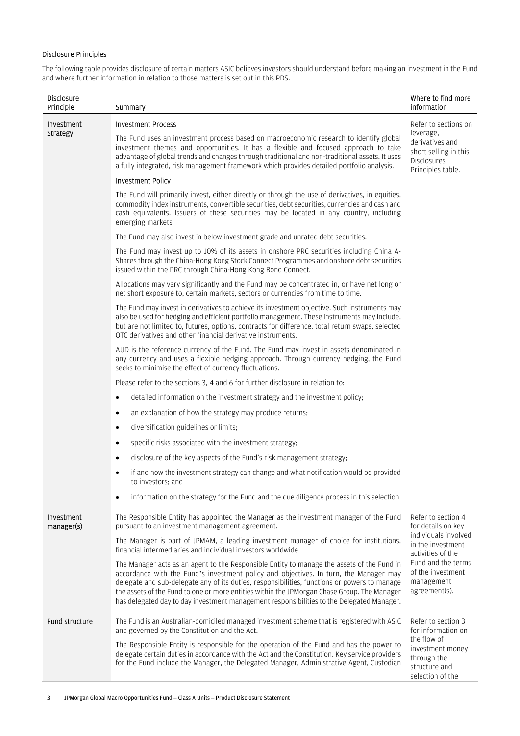### Disclosure Principles

The following table provides disclosure of certain matters ASIC believes investors should understand before making an investment in the Fund and where further information in relation to those matters is set out in this PDS.

| Disclosure Principle | Summary | Where to find more information |
|---|---|---|
| Investment Strategy | **Investment Process**<br><br>The Fund uses an investment process based on macroeconomic research to identify global investment themes and opportunities. It has a flexible and focused approach to take advantage of global trends and changes through traditional and non-traditional assets. It uses a fully integrated, risk management framework which provides detailed portfolio analysis.<br><br>**Investment Policy**<br><br>The Fund will primarily invest, either directly or through the use of derivatives, in equities, commodity index instruments, convertible securities, debt securities, currencies and cash and cash equivalents. Issuers of these securities may be located in any country, including emerging markets.<br><br>The Fund may also invest in below investment grade and unrated debt securities.<br><br>The Fund may invest up to 10% of its assets in onshore PRC securities including China A-Shares through the China-Hong Kong Stock Connect Programmes and onshore debt securities issued within the PRC through China-Hong Kong Bond Connect.<br><br>Allocations may vary significantly and the Fund may be concentrated in, or have net long or net short exposure to, certain markets, sectors or currencies from time to time.<br><br>The Fund may invest in derivatives to achieve its investment objective. Such instruments may also be used for hedging and efficient portfolio management. These instruments may include, but are not limited to, futures, options, contracts for difference, total return swaps, selected OTC derivatives and other financial derivative instruments.<br><br>AUD is the reference currency of the Fund. The Fund may invest in assets denominated in any currency and uses a flexible hedging approach. Through currency hedging, the Fund seeks to minimise the effect of currency fluctuations.<br><br>Please refer to the sections 3, 4 and 6 for further disclosure in relation to:<br>• detailed information on the investment strategy and the investment policy;<br>• an explanation of how the strategy may produce returns;<br>• diversification guidelines or limits;<br>• specific risks associated with the investment strategy;<br>• disclosure of the key aspects of the Fund's risk management strategy;<br>• if and how the investment strategy can change and what notification would be provided to investors; and<br>• information on the strategy for the Fund and the due diligence process in this selection. | Refer to sections on leverage, derivatives and short selling in this Disclosures Principles table. |
| Investment manager(s) | The Responsible Entity has appointed the Manager as the investment manager of the Fund pursuant to an investment management agreement.<br><br>The Manager is part of JPMAM, a leading investment manager of choice for institutions, financial intermediaries and individual investors worldwide.<br><br>The Manager acts as an agent to the Responsible Entity to manage the assets of the Fund in accordance with the Fund's investment policy and objectives. In turn, the Manager may delegate and sub-delegate any of its duties, responsibilities, functions or powers to manage the assets of the Fund to one or more entities within the JPMorgan Chase Group. The Manager has delegated day to day investment management responsibilities to the Delegated Manager. | Refer to section 4 for details on key individuals involved in the investment activities of the Fund and the terms of the investment management agreement(s). |
| Fund structure | The Fund is an Australian-domiciled managed investment scheme that is registered with ASIC and governed by the Constitution and the Act.<br><br>The Responsible Entity is responsible for the operation of the Fund and has the power to delegate certain duties in accordance with the Act and the Constitution. Key service providers for the Fund include the Manager, the Delegated Manager, Administrative Agent, Custodian | Refer to section 3 for information on the flow of investment money through the structure and selection of the |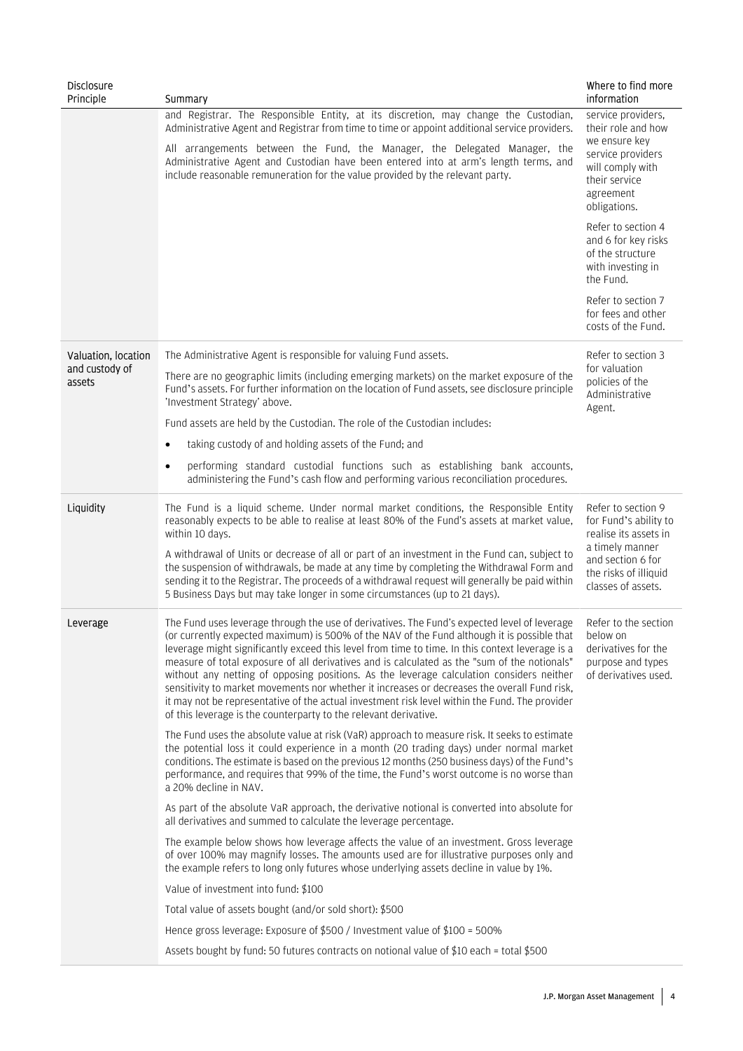| Disclosure Principle | Summary | Where to find more information |
|---|---|---|
| | and Registrar. The Responsible Entity, at its discretion, may change the Custodian, Administrative Agent and Registrar from time to time or appoint additional service providers.<br><br>All arrangements between the Fund, the Manager, the Delegated Manager, the Administrative Agent and Custodian have been entered into at arm's length terms, and include reasonable remuneration for the value provided by the relevant party. | service providers, their role and how we ensure key service providers will comply with their service agreement obligations.<br><br>Refer to section 4 and 6 for key risks of the structure with investing in the Fund.<br><br>Refer to section 7 for fees and other costs of the Fund. |
| Valuation, location and custody of assets | The Administrative Agent is responsible for valuing Fund assets.<br><br>There are no geographic limits (including emerging markets) on the market exposure of the Fund's assets. For further information on the location of Fund assets, see disclosure principle 'Investment Strategy' above.<br><br>Fund assets are held by the Custodian. The role of the Custodian includes:<br><br>• taking custody of and holding assets of the Fund; and<br><br>• performing standard custodial functions such as establishing bank accounts, administering the Fund's cash flow and performing various reconciliation procedures. | Refer to section 3 for valuation policies of the Administrative Agent. |
| Liquidity | The Fund is a liquid scheme. Under normal market conditions, the Responsible Entity reasonably expects to be able to realise at least 80% of the Fund's assets at market value, within 10 days.<br><br>A withdrawal of Units or decrease of all or part of an investment in the Fund can, subject to the suspension of withdrawals, be made at any time by completing the Withdrawal Form and sending it to the Registrar. The proceeds of a withdrawal request will generally be paid within 5 Business Days but may take longer in some circumstances (up to 21 days). | Refer to section 9 for Fund's ability to realise its assets in a timely manner and section 6 for the risks of illiquid classes of assets. |
| Leverage | The Fund uses leverage through the use of derivatives. The Fund's expected level of leverage (or currently expected maximum) is 500% of the NAV of the Fund although it is possible that leverage might significantly exceed this level from time to time. In this context leverage is a measure of total exposure of all derivatives and is calculated as the "sum of the notionals" without any netting of opposing positions. As the leverage calculation considers neither sensitivity to market movements nor whether it increases or decreases the overall Fund risk, it may not be representative of the actual investment risk level within the Fund. The provider of this leverage is the counterparty to the relevant derivative.<br><br>The Fund uses the absolute value at risk (VaR) approach to measure risk. It seeks to estimate the potential loss it could experience in a month (20 trading days) under normal market conditions. The estimate is based on the previous 12 months (250 business days) of the Fund's performance, and requires that 99% of the time, the Fund's worst outcome is no worse than a 20% decline in NAV.<br><br>As part of the absolute VaR approach, the derivative notional is converted into absolute for all derivatives and summed to calculate the leverage percentage.<br><br>The example below shows how leverage affects the value of an investment. Gross leverage of over 100% may magnify losses. The amounts used are for illustrative purposes only and the example refers to long only futures whose underlying assets decline in value by 1%.<br><br>Value of investment into fund: $100<br><br>Total value of assets bought (and/or sold short): $500<br><br>Hence gross leverage: Exposure of $500 / Investment value of $100 = 500%<br><br>Assets bought by fund: 50 futures contracts on notional value of $10 each = total $500 | Refer to the section below on derivatives for the purpose and types of derivatives used. |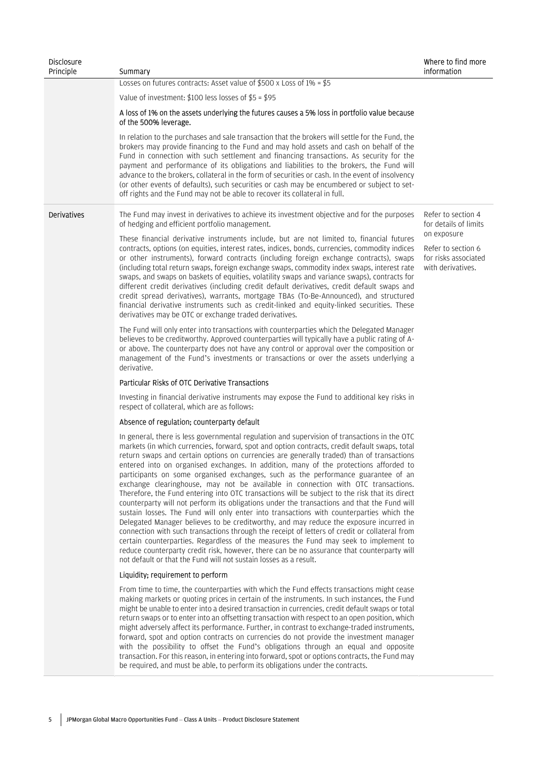| Disclosure Principle | Summary | Where to find more information |
|---|---|---|
| | Losses on futures contracts: Asset value of $500 x Loss of 1% = $5<br><br>Value of investment: $100 less losses of $5 = $95<br><br>A loss of 1% on the assets underlying the futures causes a 5% loss in portfolio value because of the 500% leverage.<br><br>In relation to the purchases and sale transaction that the brokers will settle for the Fund, the brokers may provide financing to the Fund and may hold assets and cash on behalf of the Fund in connection with such settlement and financing transactions. As security for the payment and performance of its obligations and liabilities to the brokers, the Fund will advance to the brokers, collateral in the form of securities or cash. In the event of insolvency (or other events of defaults), such securities or cash may be encumbered or subject to set-off rights and the Fund may not be able to recover its collateral in full. | |
| Derivatives | The Fund may invest in derivatives to achieve its investment objective and for the purposes of hedging and efficient portfolio management.<br><br>These financial derivative instruments include, but are not limited to, financial futures contracts, options (on equities, interest rates, indices, bonds, currencies, commodity indices or other instruments), forward contracts (including foreign exchange contracts), swaps (including total return swaps, foreign exchange swaps, commodity index swaps, interest rate swaps, and swaps on baskets of equities, volatility swaps and variance swaps), contracts for different credit derivatives (including credit default derivatives, credit default swaps and credit spread derivatives), warrants, mortgage TBAs (To-Be-Announced), and structured financial derivative instruments such as credit-linked and equity-linked securities. These derivatives may be OTC or exchange traded derivatives.<br><br>The Fund will only enter into transactions with counterparties which the Delegated Manager believes to be creditworthy. Approved counterparties will typically have a public rating of A- or above. The counterparty does not have any control or approval over the composition or management of the Fund's investments or transactions or over the assets underlying a derivative.<br><br>**Particular Risks of OTC Derivative Transactions**<br><br>Investing in financial derivative instruments may expose the Fund to additional key risks in respect of collateral, which are as follows:<br><br>**Absence of regulation; counterparty default**<br><br>In general, there is less governmental regulation and supervision of transactions in the OTC markets (in which currencies, forward, spot and option contracts, credit default swaps, total return swaps and certain options on currencies are generally traded) than of transactions entered into on organised exchanges. In addition, many of the protections afforded to participants on some organised exchanges, such as the performance guarantee of an exchange clearinghouse, may not be available in connection with OTC transactions. Therefore, the Fund entering into OTC transactions will be subject to the risk that its direct counterparty will not perform its obligations under the transactions and that the Fund will sustain losses. The Fund will only enter into transactions with counterparties which the Delegated Manager believes to be creditworthy, and may reduce the exposure incurred in connection with such transactions through the receipt of letters of credit or collateral from certain counterparties. Regardless of the measures the Fund may seek to implement to reduce counterparty credit risk, however, there can be no assurance that counterparty will not default or that the Fund will not sustain losses as a result.<br><br>**Liquidity; requirement to perform**<br><br>From time to time, the counterparties with which the Fund effects transactions might cease making markets or quoting prices in certain of the instruments. In such instances, the Fund might be unable to enter into a desired transaction in currencies, credit default swaps or total return swaps or to enter into an offsetting transaction with respect to an open position, which might adversely affect its performance. Further, in contrast to exchange-traded instruments, forward, spot and option contracts on currencies do not provide the investment manager with the possibility to offset the Fund's obligations through an equal and opposite transaction. For this reason, in entering into forward, spot or options contracts, the Fund may be required, and must be able, to perform its obligations under the contracts. | Refer to section 4 for details of limits on exposure<br><br>Refer to section 6 for risks associated with derivatives. |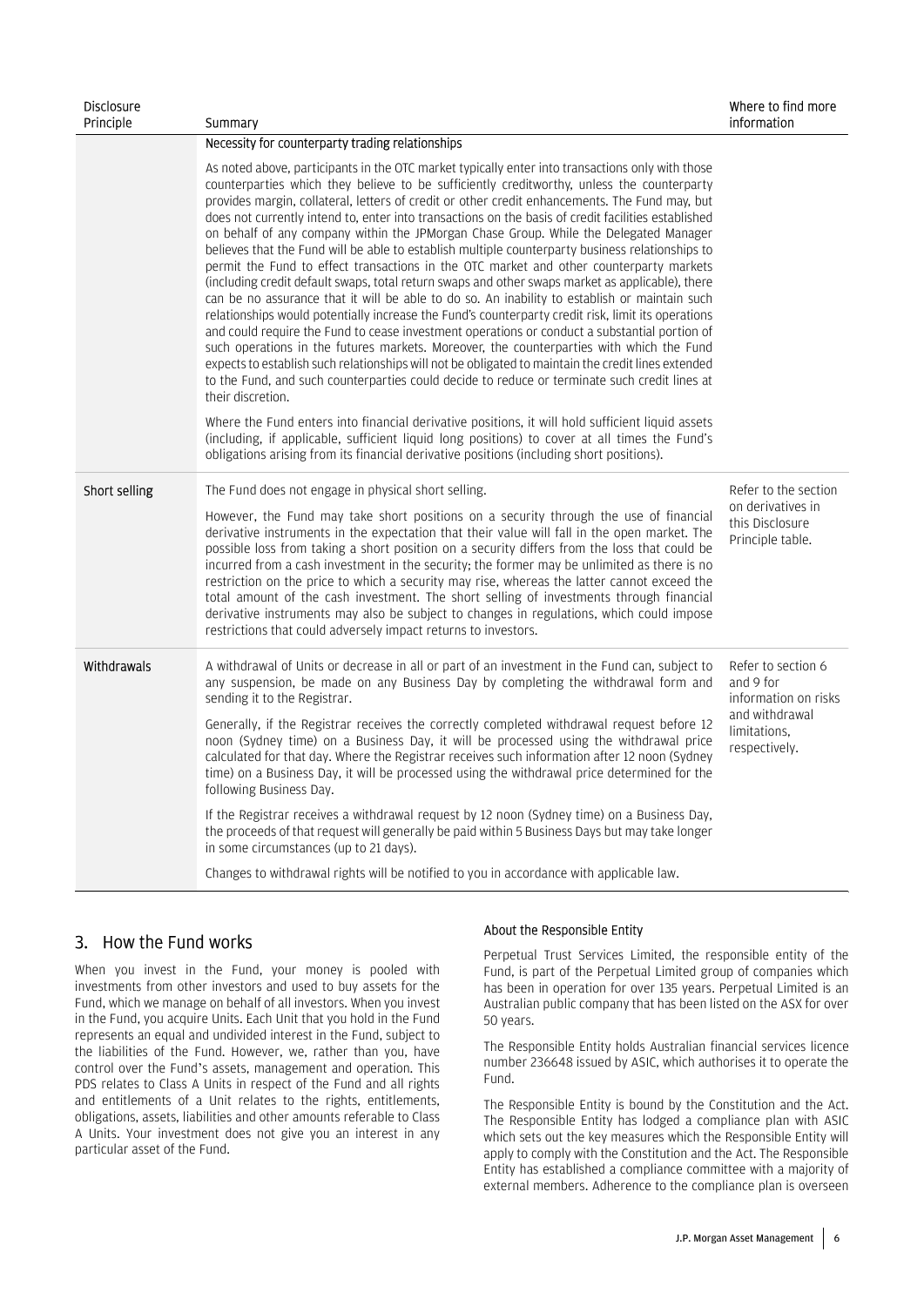| Disclosure Principle | Summary | Where to find more information |
|---|---|---|
| | **Necessity for counterparty trading relationships**<br><br>As noted above, participants in the OTC market typically enter into transactions only with those counterparties which they believe to be sufficiently creditworthy, unless the counterparty provides margin, collateral, letters of credit or other credit enhancements. The Fund may, but does not currently intend to, enter into transactions on the basis of credit facilities established on behalf of any company within the JPMorgan Chase Group. While the Delegated Manager believes that the Fund will be able to establish multiple counterparty business relationships to permit the Fund to effect transactions in the OTC market and other counterparty markets (including credit default swaps, total return swaps and other swaps market as applicable), there can be no assurance that it will be able to do so. An inability to establish or maintain such relationships would potentially increase the Fund's counterparty credit risk, limit its operations and could require the Fund to cease investment operations or conduct a substantial portion of such operations in the futures markets. Moreover, the counterparties with which the Fund expects to establish such relationships will not be obligated to maintain the credit lines extended to the Fund, and such counterparties could decide to reduce or terminate such credit lines at their discretion.<br><br>Where the Fund enters into financial derivative positions, it will hold sufficient liquid assets (including, if applicable, sufficient liquid long positions) to cover at all times the Fund's obligations arising from its financial derivative positions (including short positions). | |
| **Short selling** | The Fund does not engage in physical short selling.<br><br>However, the Fund may take short positions on a security through the use of financial derivative instruments in the expectation that their value will fall in the open market. The possible loss from taking a short position on a security differs from the loss that could be incurred from a cash investment in the security; the former may be unlimited as there is no restriction on the price to which a security may rise, whereas the latter cannot exceed the total amount of the cash investment. The short selling of investments through financial derivative instruments may also be subject to changes in regulations, which could impose restrictions that could adversely impact returns to investors. | Refer to the section on derivatives in this Disclosure Principle table. |
| **Withdrawals** | A withdrawal of Units or decrease in all or part of an investment in the Fund can, subject to any suspension, be made on any Business Day by completing the withdrawal form and sending it to the Registrar.<br><br>Generally, if the Registrar receives the correctly completed withdrawal request before 12 noon (Sydney time) on a Business Day, it will be processed using the withdrawal price calculated for that day. Where the Registrar receives such information after 12 noon (Sydney time) on a Business Day, it will be processed using the withdrawal price determined for the following Business Day.<br><br>If the Registrar receives a withdrawal request by 12 noon (Sydney time) on a Business Day, the proceeds of that request will generally be paid within 5 Business Days but may take longer in some circumstances (up to 21 days).<br><br>Changes to withdrawal rights will be notified to you in accordance with applicable law. | Refer to section 6 and 9 for information on risks and withdrawal limitations, respectively. |

## 3. How the Fund works

When you invest in the Fund, your money is pooled with investments from other investors and used to buy assets for the Fund, which we manage on behalf of all investors. When you invest in the Fund, you acquire Units. Each Unit that you hold in the Fund represents an equal and undivided interest in the Fund, subject to the liabilities of the Fund. However, we, rather than you, have control over the Fund's assets, management and operation. This PDS relates to Class A Units in respect of the Fund and all rights and entitlements of a Unit relates to the rights, entitlements, obligations, assets, liabilities and other amounts referable to Class A Units. Your investment does not give you an interest in any particular asset of the Fund.

### About the Responsible Entity

Perpetual Trust Services Limited, the responsible entity of the Fund, is part of the Perpetual Limited group of companies which has been in operation for over 135 years. Perpetual Limited is an Australian public company that has been listed on the ASX for over 50 years.

The Responsible Entity holds Australian financial services licence number 236648 issued by ASIC, which authorises it to operate the Fund.

The Responsible Entity is bound by the Constitution and the Act. The Responsible Entity has lodged a compliance plan with ASIC which sets out the key measures which the Responsible Entity will apply to comply with the Constitution and the Act. The Responsible Entity has established a compliance committee with a majority of external members. Adherence to the compliance plan is overseen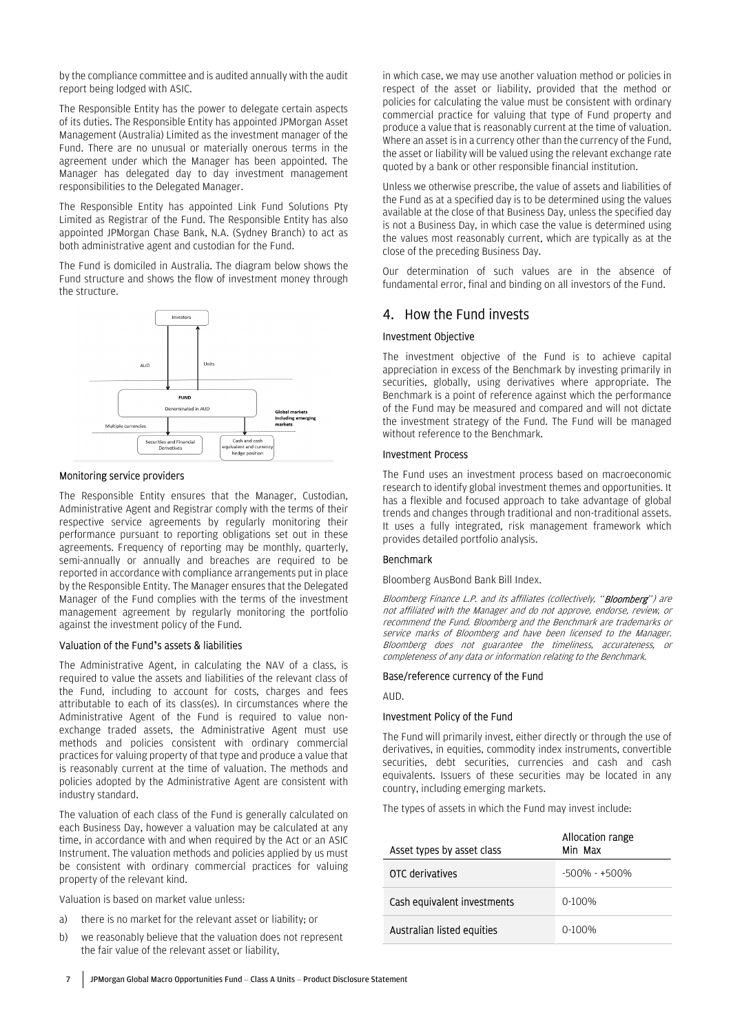by the compliance committee and is audited annually with the audit report being lodged with ASIC.

The Responsible Entity has the power to delegate certain aspects of its duties. The Responsible Entity has appointed JPMorgan Asset Management (Australia) Limited as the investment manager of the Fund. There are no unusual or materially onerous terms in the agreement under which the Manager has been appointed. The Manager has delegated day to day investment management responsibilities to the Delegated Manager.

The Responsible Entity has appointed Link Fund Solutions Pty Limited as Registrar of the Fund. The Responsible Entity has also appointed JPMorgan Chase Bank, N.A. (Sydney Branch) to act as both administrative agent and custodian for the Fund.

The Fund is domiciled in Australia. The diagram below shows the Fund structure and shows the flow of investment money through the structure.

Investors

AUD — Units

FUND
Denominated in AUD

Multiple currencies — Global markets including emerging markets

Securities and Financial Derivatives — Cash and cash equivalent and currency hedge position

#### Monitoring service providers

The Responsible Entity ensures that the Manager, Custodian, Administrative Agent and Registrar comply with the terms of their respective service agreements by regularly monitoring their performance pursuant to reporting obligations set out in these agreements. Frequency of reporting may be monthly, quarterly, semi-annually or annually and breaches are required to be reported in accordance with compliance arrangements put in place by the Responsible Entity. The Manager ensures that the Delegated Manager of the Fund complies with the terms of the investment management agreement by regularly monitoring the portfolio against the investment policy of the Fund.

#### Valuation of the Fund's assets & liabilities

The Administrative Agent, in calculating the NAV of a class, is required to value the assets and liabilities of the relevant class of the Fund, including to account for costs, charges and fees attributable to each of its class(es). In circumstances where the Administrative Agent of the Fund is required to value non-exchange traded assets, the Administrative Agent must use methods and policies consistent with ordinary commercial practices for valuing property of that type and produce a value that is reasonably current at the time of valuation. The methods and policies adopted by the Administrative Agent are consistent with industry standard.

The valuation of each class of the Fund is generally calculated on each Business Day, however a valuation may be calculated at any time, in accordance with and when required by the Act or an ASIC Instrument. The valuation methods and policies applied by us must be consistent with ordinary commercial practices for valuing property of the relevant kind.

Valuation is based on market value unless:

a) there is no market for the relevant asset or liability; or
b) we reasonably believe that the valuation does not represent the fair value of the relevant asset or liability,

in which case, we may use another valuation method or policies in respect of the asset or liability, provided that the method or policies for calculating the value must be consistent with ordinary commercial practice for valuing that type of Fund property and produce a value that is reasonably current at the time of valuation. Where an asset is in a currency other than the currency of the Fund, the asset or liability will be valued using the relevant exchange rate quoted by a bank or other responsible financial institution.

Unless we otherwise prescribe, the value of assets and liabilities of the Fund as at a specified day is to be determined using the values available at the close of that Business Day, unless the specified day is not a Business Day, in which case the value is determined using the values most reasonably current, which are typically as at the close of the preceding Business Day.

Our determination of such values are in the absence of fundamental error, final and binding on all investors of the Fund.

## 4. How the Fund invests

#### Investment Objective

The investment objective of the Fund is to achieve capital appreciation in excess of the Benchmark by investing primarily in securities, globally, using derivatives where appropriate. The Benchmark is a point of reference against which the performance of the Fund may be measured and compared and will not dictate the investment strategy of the Fund. The Fund will be managed without reference to the Benchmark.

#### Investment Process

The Fund uses an investment process based on macroeconomic research to identify global investment themes and opportunities. It has a flexible and focused approach to take advantage of global trends and changes through traditional and non-traditional assets. It uses a fully integrated, risk management framework which provides detailed portfolio analysis.

#### Benchmark

Bloomberg AusBond Bank Bill Index.

*Bloomberg Finance L.P. and its affiliates (collectively, "**Bloomberg**") are not affiliated with the Manager and do not approve, endorse, review, or recommend the Fund. Bloomberg and the Benchmark are trademarks or service marks of Bloomberg and have been licensed to the Manager. Bloomberg does not guarantee the timeliness, accurateness, or completeness of any data or information relating to the Benchmark.*

#### Base/reference currency of the Fund

AUD.

#### Investment Policy of the Fund

The Fund will primarily invest, either directly or through the use of derivatives, in equities, commodity index instruments, convertible securities, debt securities, currencies and cash and cash equivalents. Issuers of these securities may be located in any country, including emerging markets.

The types of assets in which the Fund may invest include:

| Asset types by asset class | Allocation range Min Max |
|---|---|
| OTC derivatives | -500% - +500% |
| Cash equivalent investments | 0-100% |
| Australian listed equities | 0-100% |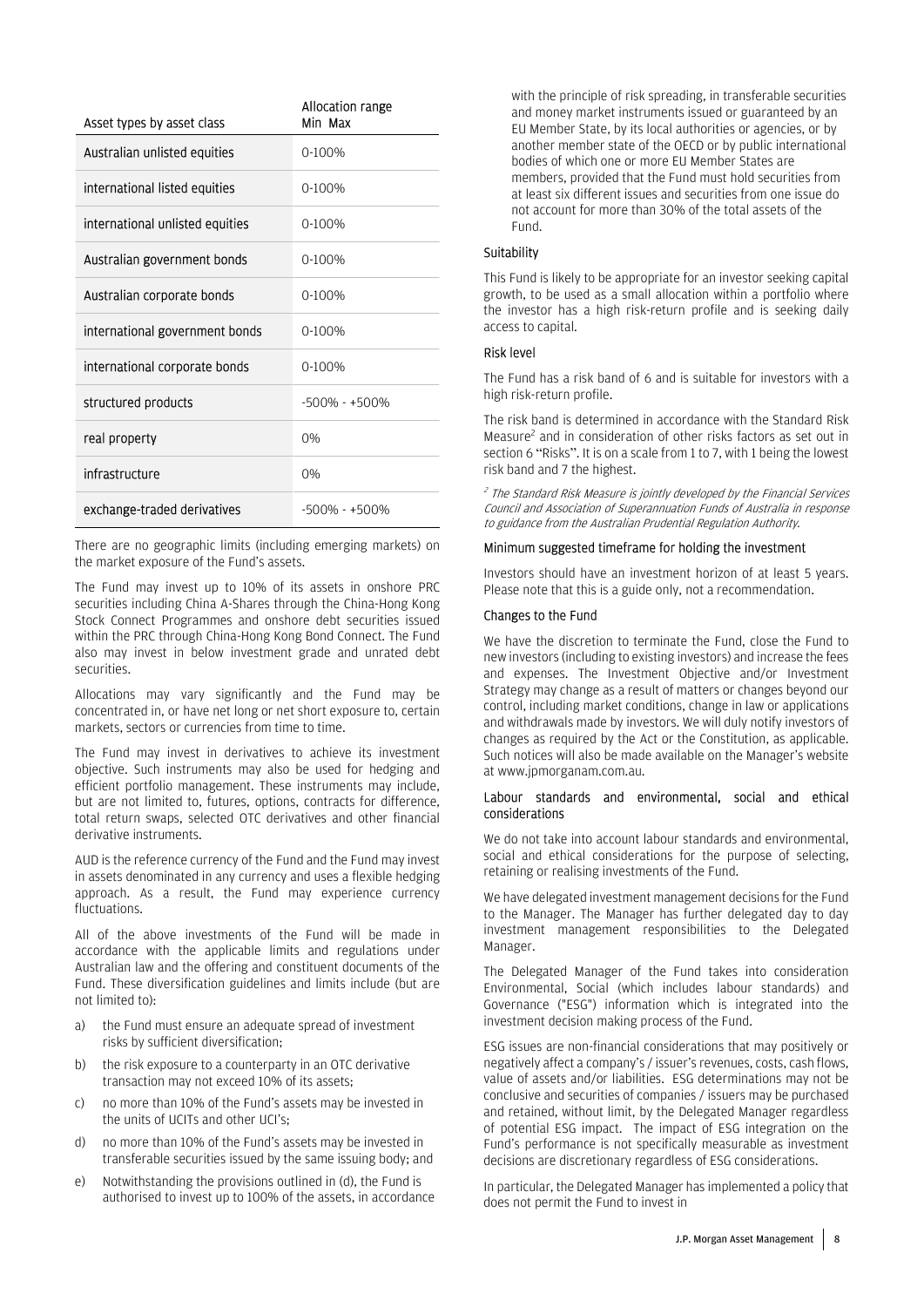| Asset types by asset class | Allocation range Min Max |
|---|---|
| Australian unlisted equities | 0-100% |
| international listed equities | 0-100% |
| international unlisted equities | 0-100% |
| Australian government bonds | 0-100% |
| Australian corporate bonds | 0-100% |
| international government bonds | 0-100% |
| international corporate bonds | 0-100% |
| structured products | -500% - +500% |
| real property | 0% |
| infrastructure | 0% |
| exchange-traded derivatives | -500% - +500% |

There are no geographic limits (including emerging markets) on the market exposure of the Fund's assets.

The Fund may invest up to 10% of its assets in onshore PRC securities including China A-Shares through the China-Hong Kong Stock Connect Programmes and onshore debt securities issued within the PRC through China-Hong Kong Bond Connect. The Fund also may invest in below investment grade and unrated debt securities.

Allocations may vary significantly and the Fund may be concentrated in, or have net long or net short exposure to, certain markets, sectors or currencies from time to time.

The Fund may invest in derivatives to achieve its investment objective. Such instruments may also be used for hedging and efficient portfolio management. These instruments may include, but are not limited to, futures, options, contracts for difference, total return swaps, selected OTC derivatives and other financial derivative instruments.

AUD is the reference currency of the Fund and the Fund may invest in assets denominated in any currency and uses a flexible hedging approach. As a result, the Fund may experience currency fluctuations.

All of the above investments of the Fund will be made in accordance with the applicable limits and regulations under Australian law and the offering and constituent documents of the Fund. These diversification guidelines and limits include (but are not limited to):

a) the Fund must ensure an adequate spread of investment risks by sufficient diversification;
b) the risk exposure to a counterparty in an OTC derivative transaction may not exceed 10% of its assets;
c) no more than 10% of the Fund's assets may be invested in the units of UCITs and other UCI's;
d) no more than 10% of the Fund's assets may be invested in transferable securities issued by the same issuing body; and
e) Notwithstanding the provisions outlined in (d), the Fund is authorised to invest up to 100% of the assets, in accordance with the principle of risk spreading, in transferable securities and money market instruments issued or guaranteed by an EU Member State, by its local authorities or agencies, or by another member state of the OECD or by public international bodies of which one or more EU Member States are members, provided that the Fund must hold securities from at least six different issues and securities from one issue do not account for more than 30% of the total assets of the Fund.

### Suitability

This Fund is likely to be appropriate for an investor seeking capital growth, to be used as a small allocation within a portfolio where the investor has a high risk-return profile and is seeking daily access to capital.

### Risk level

The Fund has a risk band of 6 and is suitable for investors with a high risk-return profile.

The risk band is determined in accordance with the Standard Risk Measure[2] and in consideration of other risks factors as set out in section 6 "Risks". It is on a scale from 1 to 7, with 1 being the lowest risk band and 7 the highest.

*[2] The Standard Risk Measure is jointly developed by the Financial Services Council and Association of Superannuation Funds of Australia in response to guidance from the Australian Prudential Regulation Authority.*

### Minimum suggested timeframe for holding the investment

Investors should have an investment horizon of at least 5 years. Please note that this is a guide only, not a recommendation.

### Changes to the Fund

We have the discretion to terminate the Fund, close the Fund to new investors (including to existing investors) and increase the fees and expenses. The Investment Objective and/or Investment Strategy may change as a result of matters or changes beyond our control, including market conditions, change in law or applications and withdrawals made by investors. We will duly notify investors of changes as required by the Act or the Constitution, as applicable. Such notices will also be made available on the Manager's website at www.jpmorganam.com.au.

### Labour standards and environmental, social and ethical considerations

We do not take into account labour standards and environmental, social and ethical considerations for the purpose of selecting, retaining or realising investments of the Fund.

We have delegated investment management decisions for the Fund to the Manager. The Manager has further delegated day to day investment management responsibilities to the Delegated Manager.

The Delegated Manager of the Fund takes into consideration Environmental, Social (which includes labour standards) and Governance ("ESG") information which is integrated into the investment decision making process of the Fund.

ESG issues are non-financial considerations that may positively or negatively affect a company's / issuer's revenues, costs, cash flows, value of assets and/or liabilities. ESG determinations may not be conclusive and securities of companies / issuers may be purchased and retained, without limit, by the Delegated Manager regardless of potential ESG impact. The impact of ESG integration on the Fund's performance is not specifically measurable as investment decisions are discretionary regardless of ESG considerations.

In particular, the Delegated Manager has implemented a policy that does not permit the Fund to invest in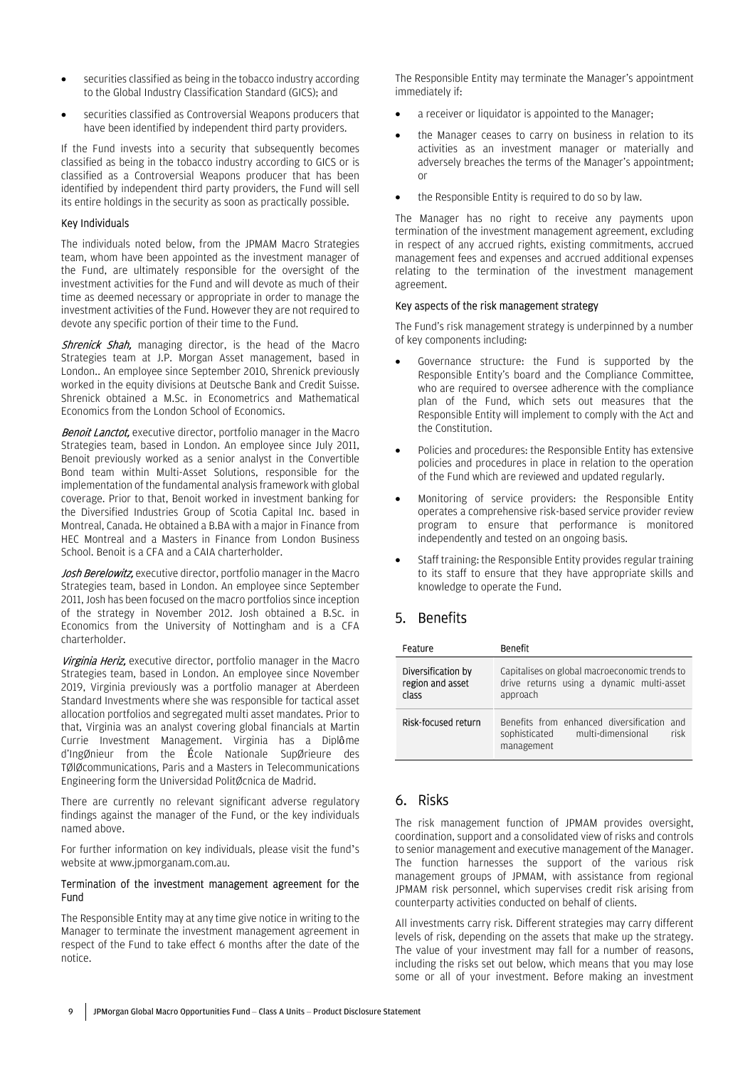- securities classified as being in the tobacco industry according to the Global Industry Classification Standard (GICS); and
- securities classified as Controversial Weapons producers that have been identified by independent third party providers.

If the Fund invests into a security that subsequently becomes classified as being in the tobacco industry according to GICS or is classified as a Controversial Weapons producer that has been identified by independent third party providers, the Fund will sell its entire holdings in the security as soon as practically possible.

### Key Individuals

The individuals noted below, from the JPMAM Macro Strategies team, whom have been appointed as the investment manager of the Fund, are ultimately responsible for the oversight of the investment activities for the Fund and will devote as much of their time as deemed necessary or appropriate in order to manage the investment activities of the Fund. However they are not required to devote any specific portion of their time to the Fund.

*Shrenick Shah,* managing director, is the head of the Macro Strategies team at J.P. Morgan Asset management, based in London.. An employee since September 2010, Shrenick previously worked in the equity divisions at Deutsche Bank and Credit Suisse. Shrenick obtained a M.Sc. in Econometrics and Mathematical Economics from the London School of Economics.

*Benoit Lanctot,* executive director, portfolio manager in the Macro Strategies team, based in London. An employee since July 2011, Benoit previously worked as a senior analyst in the Convertible Bond team within Multi-Asset Solutions, responsible for the implementation of the fundamental analysis framework with global coverage. Prior to that, Benoit worked in investment banking for the Diversified Industries Group of Scotia Capital Inc. based in Montreal, Canada. He obtained a B.BA with a major in Finance from HEC Montreal and a Masters in Finance from London Business School. Benoit is a CFA and a CAIA charterholder.

*Josh Berelowitz,* executive director, portfolio manager in the Macro Strategies team, based in London. An employee since September 2011, Josh has been focused on the macro portfolios since inception of the strategy in November 2012. Josh obtained a B.Sc. in Economics from the University of Nottingham and is a CFA charterholder.

*Virginia Heriz,* executive director, portfolio manager in the Macro Strategies team, based in London. An employee since November 2019, Virginia previously was a portfolio manager at Aberdeen Standard Investments where she was responsible for tactical asset allocation portfolios and segregated multi asset mandates. Prior to that, Virginia was an analyst covering global financials at Martin Currie Investment Management. Virginia has a Diplôme d'IngØnieur from the École Nationale SupØrieure des TØlØcommunications, Paris and a Masters in Telecommunications Engineering form the Universidad PolitØcnica de Madrid.

There are currently no relevant significant adverse regulatory findings against the manager of the Fund, or the key individuals named above.

For further information on key individuals, please visit the fund's website at www.jpmorganam.com.au.

### Termination of the investment management agreement for the Fund

The Responsible Entity may at any time give notice in writing to the Manager to terminate the investment management agreement in respect of the Fund to take effect 6 months after the date of the notice.

The Responsible Entity may terminate the Manager's appointment immediately if:

- a receiver or liquidator is appointed to the Manager;
- the Manager ceases to carry on business in relation to its activities as an investment manager or materially and adversely breaches the terms of the Manager's appointment; or
- the Responsible Entity is required to do so by law.

The Manager has no right to receive any payments upon termination of the investment management agreement, excluding in respect of any accrued rights, existing commitments, accrued management fees and expenses and accrued additional expenses relating to the termination of the investment management agreement.

### Key aspects of the risk management strategy

The Fund's risk management strategy is underpinned by a number of key components including:

- Governance structure: the Fund is supported by the Responsible Entity's board and the Compliance Committee, who are required to oversee adherence with the compliance plan of the Fund, which sets out measures that the Responsible Entity will implement to comply with the Act and the Constitution.
- Policies and procedures: the Responsible Entity has extensive policies and procedures in place in relation to the operation of the Fund which are reviewed and updated regularly.
- Monitoring of service providers: the Responsible Entity operates a comprehensive risk-based service provider review program to ensure that performance is monitored independently and tested on an ongoing basis.
- Staff training: the Responsible Entity provides regular training to its staff to ensure that they have appropriate skills and knowledge to operate the Fund.

## 5. Benefits

| Feature | Benefit |
|---|---|
| Diversification by region and asset class | Capitalises on global macroeconomic trends to drive returns using a dynamic multi-asset approach |
| Risk-focused return | Benefits from enhanced diversification and sophisticated multi-dimensional risk management |

## 6. Risks

The risk management function of JPMAM provides oversight, coordination, support and a consolidated view of risks and controls to senior management and executive management of the Manager. The function harnesses the support of the various risk management groups of JPMAM, with assistance from regional JPMAM risk personnel, which supervises credit risk arising from counterparty activities conducted on behalf of clients.

All investments carry risk. Different strategies may carry different levels of risk, depending on the assets that make up the strategy. The value of your investment may fall for a number of reasons, including the risks set out below, which means that you may lose some or all of your investment. Before making an investment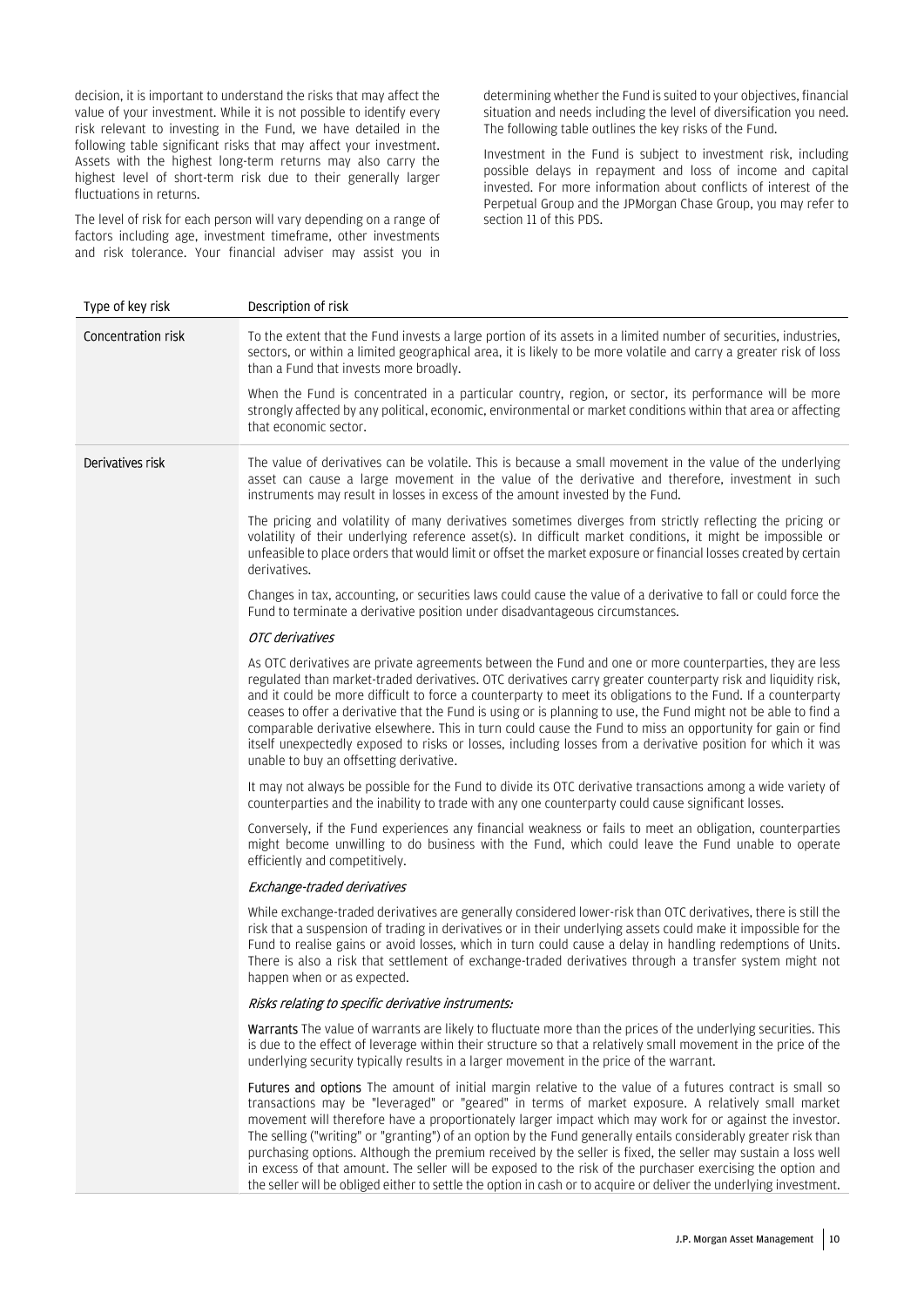decision, it is important to understand the risks that may affect the value of your investment. While it is not possible to identify every risk relevant to investing in the Fund, we have detailed in the following table significant risks that may affect your investment. Assets with the highest long-term returns may also carry the highest level of short-term risk due to their generally larger fluctuations in returns.

The level of risk for each person will vary depending on a range of factors including age, investment timeframe, other investments and risk tolerance. Your financial adviser may assist you in determining whether the Fund is suited to your objectives, financial situation and needs including the level of diversification you need. The following table outlines the key risks of the Fund.

Investment in the Fund is subject to investment risk, including possible delays in repayment and loss of income and capital invested. For more information about conflicts of interest of the Perpetual Group and the JPMorgan Chase Group, you may refer to section 11 of this PDS.

| Type of key risk | Description of risk |
|---|---|
| Concentration risk | To the extent that the Fund invests a large portion of its assets in a limited number of securities, industries, sectors, or within a limited geographical area, it is likely to be more volatile and carry a greater risk of loss than a Fund that invests more broadly.<br><br>When the Fund is concentrated in a particular country, region, or sector, its performance will be more strongly affected by any political, economic, environmental or market conditions within that area or affecting that economic sector. |
| Derivatives risk | The value of derivatives can be volatile. This is because a small movement in the value of the underlying asset can cause a large movement in the value of the derivative and therefore, investment in such instruments may result in losses in excess of the amount invested by the Fund.<br><br>The pricing and volatility of many derivatives sometimes diverges from strictly reflecting the pricing or volatility of their underlying reference asset(s). In difficult market conditions, it might be impossible or unfeasible to place orders that would limit or offset the market exposure or financial losses created by certain derivatives.<br><br>Changes in tax, accounting, or securities laws could cause the value of a derivative to fall or could force the Fund to terminate a derivative position under disadvantageous circumstances.<br><br>*OTC derivatives*<br><br>As OTC derivatives are private agreements between the Fund and one or more counterparties, they are less regulated than market-traded derivatives. OTC derivatives carry greater counterparty risk and liquidity risk, and it could be more difficult to force a counterparty to meet its obligations to the Fund. If a counterparty ceases to offer a derivative that the Fund is using or is planning to use, the Fund might not be able to find a comparable derivative elsewhere. This in turn could cause the Fund to miss an opportunity for gain or find itself unexpectedly exposed to risks or losses, including losses from a derivative position for which it was unable to buy an offsetting derivative.<br><br>It may not always be possible for the Fund to divide its OTC derivative transactions among a wide variety of counterparties and the inability to trade with any one counterparty could cause significant losses.<br><br>Conversely, if the Fund experiences any financial weakness or fails to meet an obligation, counterparties might become unwilling to do business with the Fund, which could leave the Fund unable to operate efficiently and competitively.<br><br>*Exchange-traded derivatives*<br><br>While exchange-traded derivatives are generally considered lower-risk than OTC derivatives, there is still the risk that a suspension of trading in derivatives or in their underlying assets could make it impossible for the Fund to realise gains or avoid losses, which in turn could cause a delay in handling redemptions of Units. There is also a risk that settlement of exchange-traded derivatives through a transfer system might not happen when or as expected.<br><br>*Risks relating to specific derivative instruments:*<br><br>**Warrants** The value of warrants are likely to fluctuate more than the prices of the underlying securities. This is due to the effect of leverage within their structure so that a relatively small movement in the price of the underlying security typically results in a larger movement in the price of the warrant.<br><br>**Futures and options** The amount of initial margin relative to the value of a futures contract is small so transactions may be "leveraged" or "geared" in terms of market exposure. A relatively small market movement will therefore have a proportionately larger impact which may work for or against the investor. The selling ("writing" or "granting") of an option by the Fund generally entails considerably greater risk than purchasing options. Although the premium received by the seller is fixed, the seller may sustain a loss well in excess of that amount. The seller will be exposed to the risk of the purchaser exercising the option and the seller will be obliged either to settle the option in cash or to acquire or deliver the underlying investment. |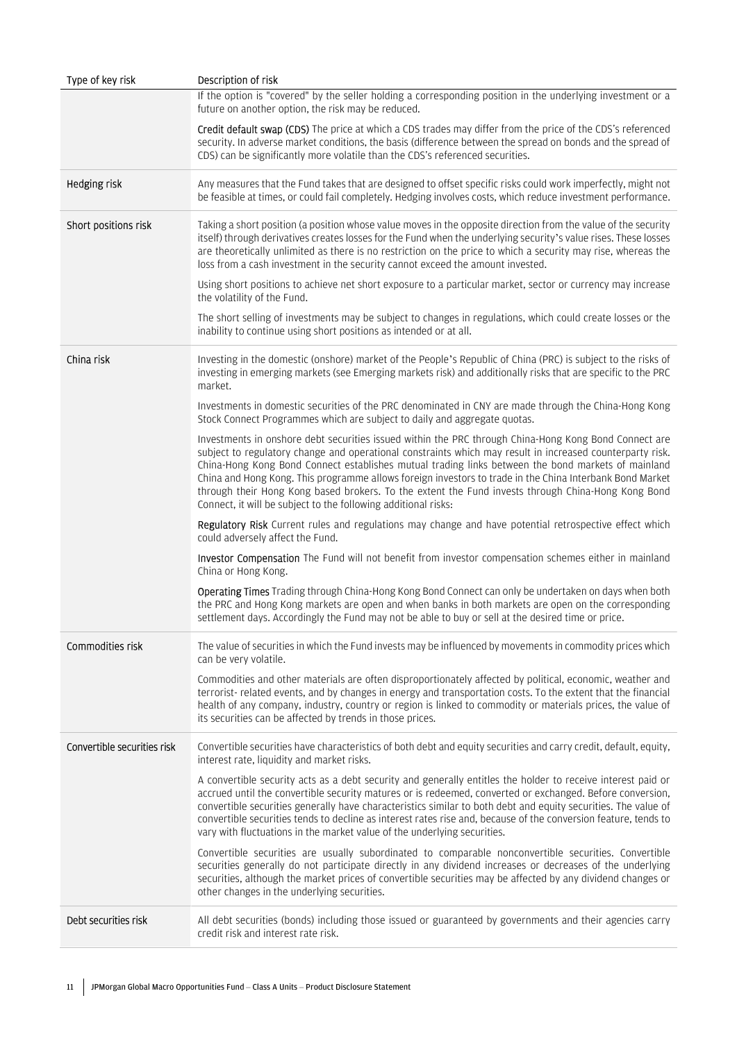| Type of key risk | Description of risk |
|---|---|
| | If the option is "covered" by the seller holding a corresponding position in the underlying investment or a future on another option, the risk may be reduced.<br><br>**Credit default swap (CDS)** The price at which a CDS trades may differ from the price of the CDS's referenced security. In adverse market conditions, the basis (difference between the spread on bonds and the spread of CDS) can be significantly more volatile than the CDS's referenced securities. |
| Hedging risk | Any measures that the Fund takes that are designed to offset specific risks could work imperfectly, might not be feasible at times, or could fail completely. Hedging involves costs, which reduce investment performance. |
| Short positions risk | Taking a short position (a position whose value moves in the opposite direction from the value of the security itself) through derivatives creates losses for the Fund when the underlying security's value rises. These losses are theoretically unlimited as there is no restriction on the price to which a security may rise, whereas the loss from a cash investment in the security cannot exceed the amount invested.<br><br>Using short positions to achieve net short exposure to a particular market, sector or currency may increase the volatility of the Fund.<br><br>The short selling of investments may be subject to changes in regulations, which could create losses or the inability to continue using short positions as intended or at all. |
| China risk | Investing in the domestic (onshore) market of the People's Republic of China (PRC) is subject to the risks of investing in emerging markets (see Emerging markets risk) and additionally risks that are specific to the PRC market.<br><br>Investments in domestic securities of the PRC denominated in CNY are made through the China-Hong Kong Stock Connect Programmes which are subject to daily and aggregate quotas.<br><br>Investments in onshore debt securities issued within the PRC through China-Hong Kong Bond Connect are subject to regulatory change and operational constraints which may result in increased counterparty risk. China-Hong Kong Bond Connect establishes mutual trading links between the bond markets of mainland China and Hong Kong. This programme allows foreign investors to trade in the China Interbank Bond Market through their Hong Kong based brokers. To the extent the Fund invests through China-Hong Kong Bond Connect, it will be subject to the following additional risks:<br><br>**Regulatory Risk** Current rules and regulations may change and have potential retrospective effect which could adversely affect the Fund.<br><br>**Investor Compensation** The Fund will not benefit from investor compensation schemes either in mainland China or Hong Kong.<br><br>**Operating Times** Trading through China-Hong Kong Bond Connect can only be undertaken on days when both the PRC and Hong Kong markets are open and when banks in both markets are open on the corresponding settlement days. Accordingly the Fund may not be able to buy or sell at the desired time or price. |
| Commodities risk | The value of securities in which the Fund invests may be influenced by movements in commodity prices which can be very volatile.<br><br>Commodities and other materials are often disproportionately affected by political, economic, weather and terrorist- related events, and by changes in energy and transportation costs. To the extent that the financial health of any company, industry, country or region is linked to commodity or materials prices, the value of its securities can be affected by trends in those prices. |
| Convertible securities risk | Convertible securities have characteristics of both debt and equity securities and carry credit, default, equity, interest rate, liquidity and market risks.<br><br>A convertible security acts as a debt security and generally entitles the holder to receive interest paid or accrued until the convertible security matures or is redeemed, converted or exchanged. Before conversion, convertible securities generally have characteristics similar to both debt and equity securities. The value of convertible securities tends to decline as interest rates rise and, because of the conversion feature, tends to vary with fluctuations in the market value of the underlying securities.<br><br>Convertible securities are usually subordinated to comparable nonconvertible securities. Convertible securities generally do not participate directly in any dividend increases or decreases of the underlying securities, although the market prices of convertible securities may be affected by any dividend changes or other changes in the underlying securities. |
| Debt securities risk | All debt securities (bonds) including those issued or guaranteed by governments and their agencies carry credit risk and interest rate risk. |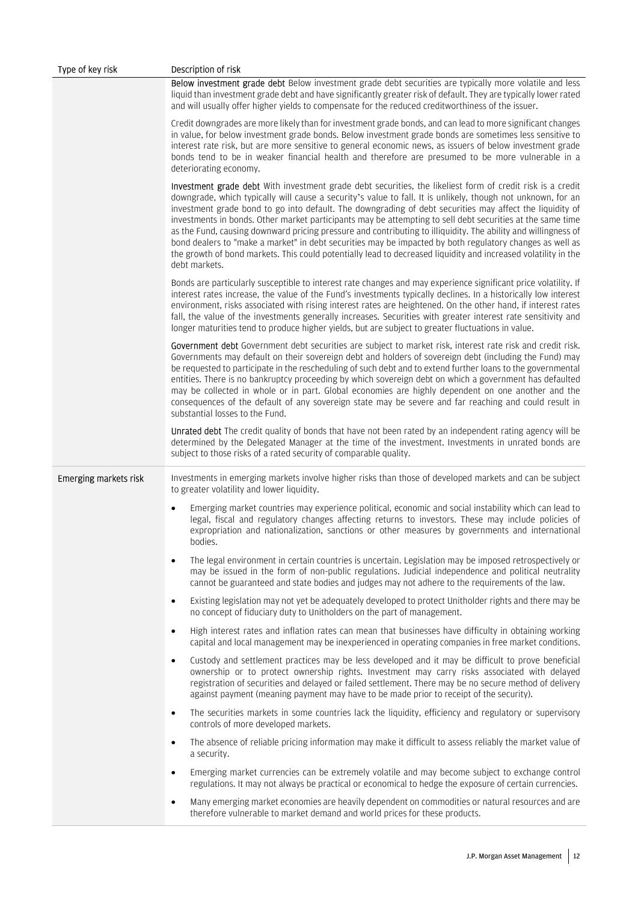| Type of key risk | Description of risk |
|---|---|
| | **Below investment grade debt** Below investment grade debt securities are typically more volatile and less liquid than investment grade debt and have significantly greater risk of default. They are typically lower rated and will usually offer higher yields to compensate for the reduced creditworthiness of the issuer.<br><br>Credit downgrades are more likely than for investment grade bonds, and can lead to more significant changes in value, for below investment grade bonds. Below investment grade bonds are sometimes less sensitive to interest rate risk, but are more sensitive to general economic news, as issuers of below investment grade bonds tend to be in weaker financial health and therefore are presumed to be more vulnerable in a deteriorating economy.<br><br>**Investment grade debt** With investment grade debt securities, the likeliest form of credit risk is a credit downgrade, which typically will cause a security's value to fall. It is unlikely, though not unknown, for an investment grade bond to go into default. The downgrading of debt securities may affect the liquidity of investments in bonds. Other market participants may be attempting to sell debt securities at the same time as the Fund, causing downward pricing pressure and contributing to illiquidity. The ability and willingness of bond dealers to "make a market" in debt securities may be impacted by both regulatory changes as well as the growth of bond markets. This could potentially lead to decreased liquidity and increased volatility in the debt markets.<br><br>Bonds are particularly susceptible to interest rate changes and may experience significant price volatility. If interest rates increase, the value of the Fund's investments typically declines. In a historically low interest environment, risks associated with rising interest rates are heightened. On the other hand, if interest rates fall, the value of the investments generally increases. Securities with greater interest rate sensitivity and longer maturities tend to produce higher yields, but are subject to greater fluctuations in value.<br><br>**Government debt** Government debt securities are subject to market risk, interest rate risk and credit risk. Governments may default on their sovereign debt and holders of sovereign debt (including the Fund) may be requested to participate in the rescheduling of such debt and to extend further loans to the governmental entities. There is no bankruptcy proceeding by which sovereign debt on which a government has defaulted may be collected in whole or in part. Global economies are highly dependent on one another and the consequences of the default of any sovereign state may be severe and far reaching and could result in substantial losses to the Fund.<br><br>**Unrated debt** The credit quality of bonds that have not been rated by an independent rating agency will be determined by the Delegated Manager at the time of the investment. Investments in unrated bonds are subject to those risks of a rated security of comparable quality. |
| Emerging markets risk | Investments in emerging markets involve higher risks than those of developed markets and can be subject to greater volatility and lower liquidity.<br><br>• Emerging market countries may experience political, economic and social instability which can lead to legal, fiscal and regulatory changes affecting returns to investors. These may include policies of expropriation and nationalization, sanctions or other measures by governments and international bodies.<br>• The legal environment in certain countries is uncertain. Legislation may be imposed retrospectively or may be issued in the form of non-public regulations. Judicial independence and political neutrality cannot be guaranteed and state bodies and judges may not adhere to the requirements of the law.<br>• Existing legislation may not yet be adequately developed to protect Unitholder rights and there may be no concept of fiduciary duty to Unitholders on the part of management.<br>• High interest rates and inflation rates can mean that businesses have difficulty in obtaining working capital and local management may be inexperienced in operating companies in free market conditions.<br>• Custody and settlement practices may be less developed and it may be difficult to prove beneficial ownership or to protect ownership rights. Investment may carry risks associated with delayed registration of securities and delayed or failed settlement. There may be no secure method of delivery against payment (meaning payment may have to be made prior to receipt of the security).<br>• The securities markets in some countries lack the liquidity, efficiency and regulatory or supervisory controls of more developed markets.<br>• The absence of reliable pricing information may make it difficult to assess reliably the market value of a security.<br>• Emerging market currencies can be extremely volatile and may become subject to exchange control regulations. It may not always be practical or economical to hedge the exposure of certain currencies.<br>• Many emerging market economies are heavily dependent on commodities or natural resources and are therefore vulnerable to market demand and world prices for these products. |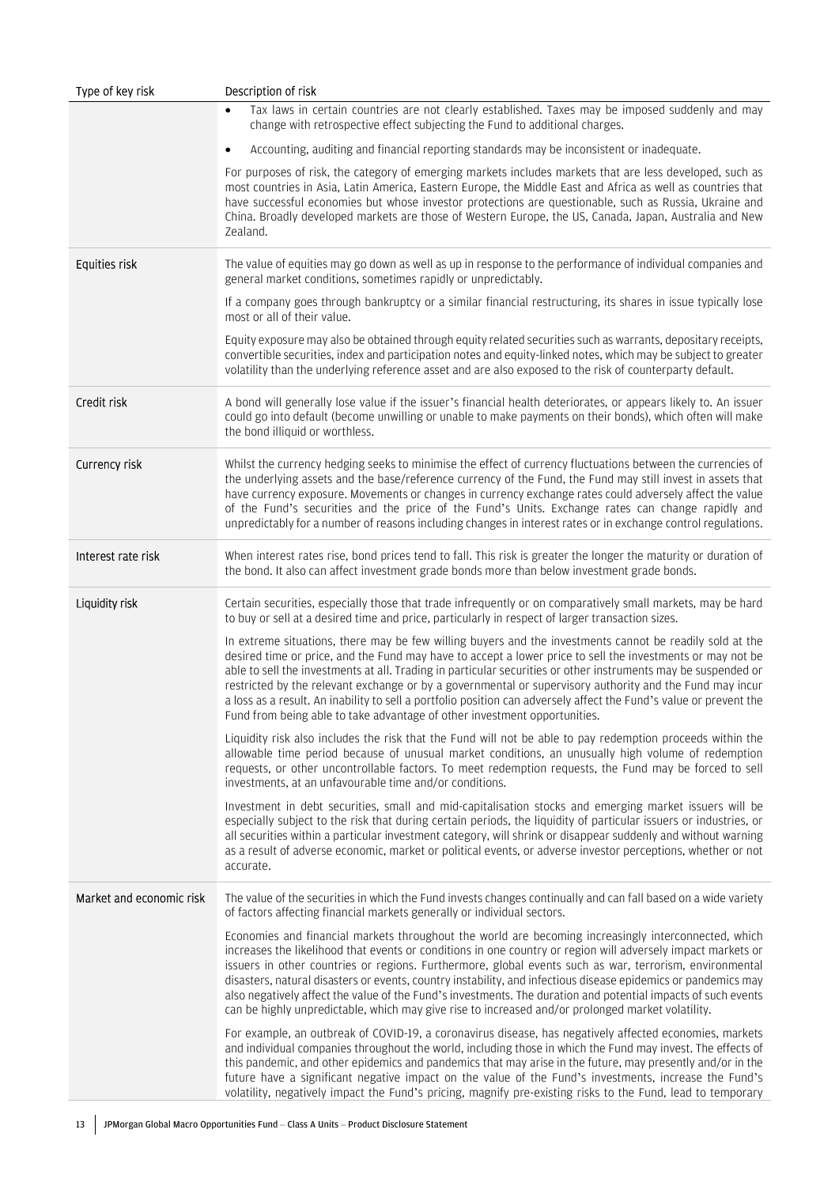| Type of key risk | Description of risk |
|---|---|
| | • Tax laws in certain countries are not clearly established. Taxes may be imposed suddenly and may change with retrospective effect subjecting the Fund to additional charges.<br>• Accounting, auditing and financial reporting standards may be inconsistent or inadequate.<br><br>For purposes of risk, the category of emerging markets includes markets that are less developed, such as most countries in Asia, Latin America, Eastern Europe, the Middle East and Africa as well as countries that have successful economies but whose investor protections are questionable, such as Russia, Ukraine and China. Broadly developed markets are those of Western Europe, the US, Canada, Japan, Australia and New Zealand. |
| Equities risk | The value of equities may go down as well as up in response to the performance of individual companies and general market conditions, sometimes rapidly or unpredictably.<br><br>If a company goes through bankruptcy or a similar financial restructuring, its shares in issue typically lose most or all of their value.<br><br>Equity exposure may also be obtained through equity related securities such as warrants, depositary receipts, convertible securities, index and participation notes and equity-linked notes, which may be subject to greater volatility than the underlying reference asset and are also exposed to the risk of counterparty default. |
| Credit risk | A bond will generally lose value if the issuer's financial health deteriorates, or appears likely to. An issuer could go into default (become unwilling or unable to make payments on their bonds), which often will make the bond illiquid or worthless. |
| Currency risk | Whilst the currency hedging seeks to minimise the effect of currency fluctuations between the currencies of the underlying assets and the base/reference currency of the Fund, the Fund may still invest in assets that have currency exposure. Movements or changes in currency exchange rates could adversely affect the value of the Fund's securities and the price of the Fund's Units. Exchange rates can change rapidly and unpredictably for a number of reasons including changes in interest rates or in exchange control regulations. |
| Interest rate risk | When interest rates rise, bond prices tend to fall. This risk is greater the longer the maturity or duration of the bond. It also can affect investment grade bonds more than below investment grade bonds. |
| Liquidity risk | Certain securities, especially those that trade infrequently or on comparatively small markets, may be hard to buy or sell at a desired time and price, particularly in respect of larger transaction sizes.<br><br>In extreme situations, there may be few willing buyers and the investments cannot be readily sold at the desired time or price, and the Fund may have to accept a lower price to sell the investments or may not be able to sell the investments at all. Trading in particular securities or other instruments may be suspended or restricted by the relevant exchange or by a governmental or supervisory authority and the Fund may incur a loss as a result. An inability to sell a portfolio position can adversely affect the Fund's value or prevent the Fund from being able to take advantage of other investment opportunities.<br><br>Liquidity risk also includes the risk that the Fund will not be able to pay redemption proceeds within the allowable time period because of unusual market conditions, an unusually high volume of redemption requests, or other uncontrollable factors. To meet redemption requests, the Fund may be forced to sell investments, at an unfavourable time and/or conditions.<br><br>Investment in debt securities, small and mid-capitalisation stocks and emerging market issuers will be especially subject to the risk that during certain periods, the liquidity of particular issuers or industries, or all securities within a particular investment category, will shrink or disappear suddenly and without warning as a result of adverse economic, market or political events, or adverse investor perceptions, whether or not accurate. |
| Market and economic risk | The value of the securities in which the Fund invests changes continually and can fall based on a wide variety of factors affecting financial markets generally or individual sectors.<br><br>Economies and financial markets throughout the world are becoming increasingly interconnected, which increases the likelihood that events or conditions in one country or region will adversely impact markets or issuers in other countries or regions. Furthermore, global events such as war, terrorism, environmental disasters, natural disasters or events, country instability, and infectious disease epidemics or pandemics may also negatively affect the value of the Fund's investments. The duration and potential impacts of such events can be highly unpredictable, which may give rise to increased and/or prolonged market volatility.<br><br>For example, an outbreak of COVID-19, a coronavirus disease, has negatively affected economies, markets and individual companies throughout the world, including those in which the Fund may invest. The effects of this pandemic, and other epidemics and pandemics that may arise in the future, may presently and/or in the future have a significant negative impact on the value of the Fund's investments, increase the Fund's volatility, negatively impact the Fund's pricing, magnify pre-existing risks to the Fund, lead to temporary |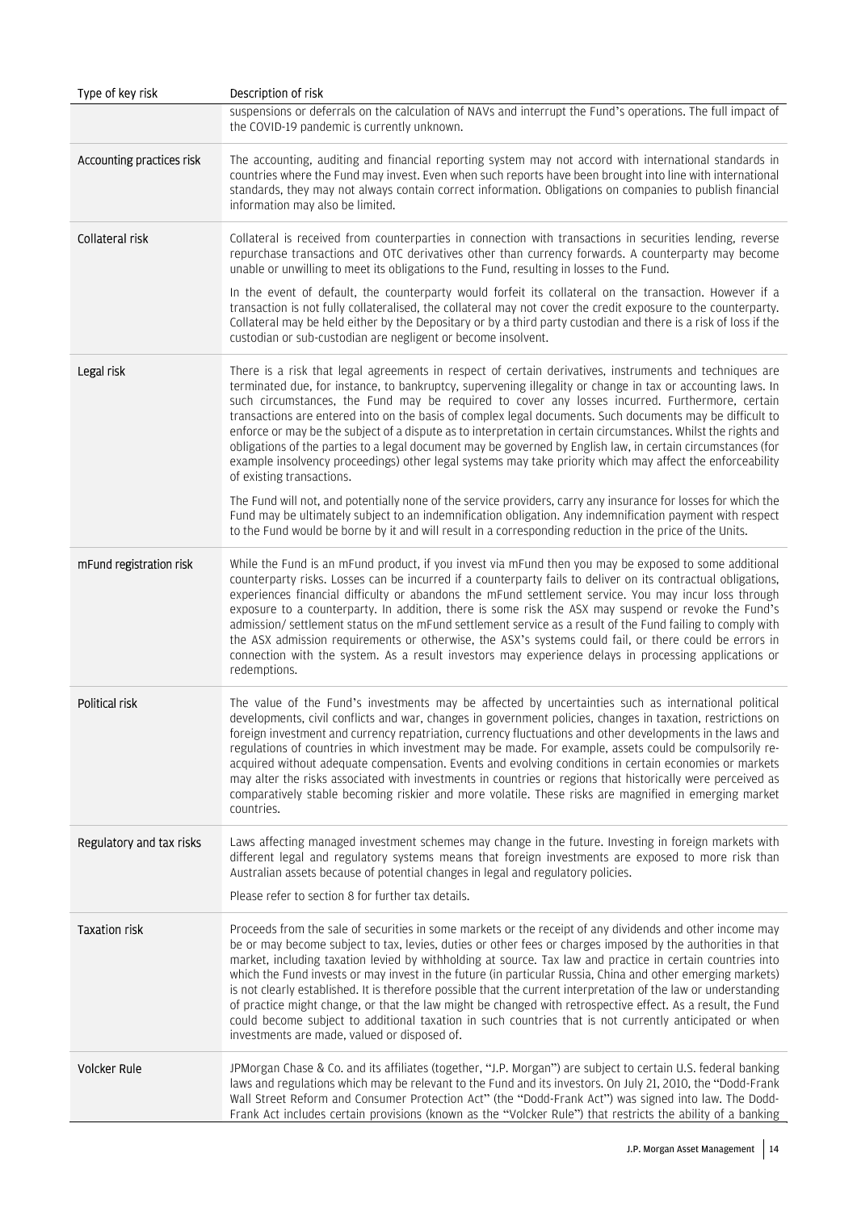| Type of key risk | Description of risk |
| --- | --- |
| | suspensions or deferrals on the calculation of NAVs and interrupt the Fund's operations. The full impact of the COVID-19 pandemic is currently unknown. |
| Accounting practices risk | The accounting, auditing and financial reporting system may not accord with international standards in countries where the Fund may invest. Even when such reports have been brought into line with international standards, they may not always contain correct information. Obligations on companies to publish financial information may also be limited. |
| Collateral risk | Collateral is received from counterparties in connection with transactions in securities lending, reverse repurchase transactions and OTC derivatives other than currency forwards. A counterparty may become unable or unwilling to meet its obligations to the Fund, resulting in losses to the Fund.<br><br>In the event of default, the counterparty would forfeit its collateral on the transaction. However if a transaction is not fully collateralised, the collateral may not cover the credit exposure to the counterparty. Collateral may be held either by the Depositary or by a third party custodian and there is a risk of loss if the custodian or sub-custodian are negligent or become insolvent. |
| Legal risk | There is a risk that legal agreements in respect of certain derivatives, instruments and techniques are terminated due, for instance, to bankruptcy, supervening illegality or change in tax or accounting laws. In such circumstances, the Fund may be required to cover any losses incurred. Furthermore, certain transactions are entered into on the basis of complex legal documents. Such documents may be difficult to enforce or may be the subject of a dispute as to interpretation in certain circumstances. Whilst the rights and obligations of the parties to a legal document may be governed by English law, in certain circumstances (for example insolvency proceedings) other legal systems may take priority which may affect the enforceability of existing transactions.<br><br>The Fund will not, and potentially none of the service providers, carry any insurance for losses for which the Fund may be ultimately subject to an indemnification obligation. Any indemnification payment with respect to the Fund would be borne by it and will result in a corresponding reduction in the price of the Units. |
| mFund registration risk | While the Fund is an mFund product, if you invest via mFund then you may be exposed to some additional counterparty risks. Losses can be incurred if a counterparty fails to deliver on its contractual obligations, experiences financial difficulty or abandons the mFund settlement service. You may incur loss through exposure to a counterparty. In addition, there is some risk the ASX may suspend or revoke the Fund's admission/ settlement status on the mFund settlement service as a result of the Fund failing to comply with the ASX admission requirements or otherwise, the ASX's systems could fail, or there could be errors in connection with the system. As a result investors may experience delays in processing applications or redemptions. |
| Political risk | The value of the Fund's investments may be affected by uncertainties such as international political developments, civil conflicts and war, changes in government policies, changes in taxation, restrictions on foreign investment and currency repatriation, currency fluctuations and other developments in the laws and regulations of countries in which investment may be made. For example, assets could be compulsorily re-acquired without adequate compensation. Events and evolving conditions in certain economies or markets may alter the risks associated with investments in countries or regions that historically were perceived as comparatively stable becoming riskier and more volatile. These risks are magnified in emerging market countries. |
| Regulatory and tax risks | Laws affecting managed investment schemes may change in the future. Investing in foreign markets with different legal and regulatory systems means that foreign investments are exposed to more risk than Australian assets because of potential changes in legal and regulatory policies.<br><br>Please refer to section 8 for further tax details. |
| Taxation risk | Proceeds from the sale of securities in some markets or the receipt of any dividends and other income may be or may become subject to tax, levies, duties or other fees or charges imposed by the authorities in that market, including taxation levied by withholding at source. Tax law and practice in certain countries into which the Fund invests or may invest in the future (in particular Russia, China and other emerging markets) is not clearly established. It is therefore possible that the current interpretation of the law or understanding of practice might change, or that the law might be changed with retrospective effect. As a result, the Fund could become subject to additional taxation in such countries that is not currently anticipated or when investments are made, valued or disposed of. |
| Volcker Rule | JPMorgan Chase & Co. and its affiliates (together, "J.P. Morgan") are subject to certain U.S. federal banking laws and regulations which may be relevant to the Fund and its investors. On July 21, 2010, the "Dodd-Frank Wall Street Reform and Consumer Protection Act" (the "Dodd-Frank Act") was signed into law. The Dodd-Frank Act includes certain provisions (known as the "Volcker Rule") that restricts the ability of a banking |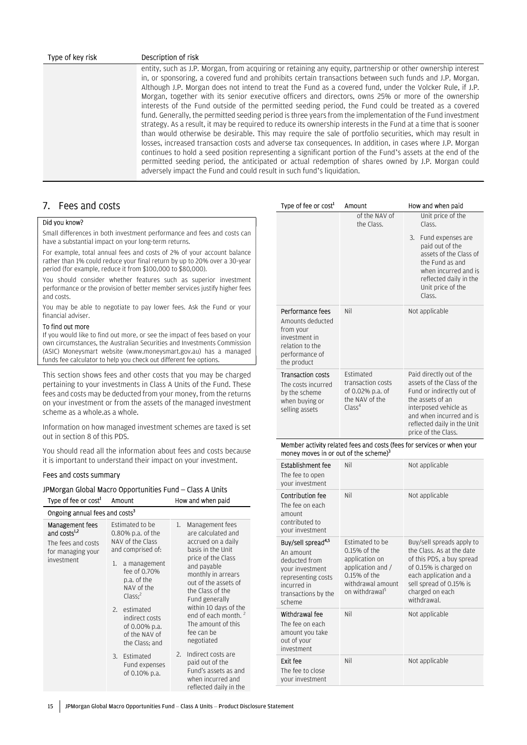| Type of key risk | Description of risk |
| --- | --- |
| | entity, such as J.P. Morgan, from acquiring or retaining any equity, partnership or other ownership interest in, or sponsoring, a covered fund and prohibits certain transactions between such funds and J.P. Morgan. Although J.P. Morgan does not intend to treat the Fund as a covered fund, under the Volcker Rule, if J.P. Morgan, together with its senior executive officers and directors, owns 25% or more of the ownership interests of the Fund outside of the permitted seeding period, the Fund could be treated as a covered fund. Generally, the permitted seeding period is three years from the implementation of the Fund investment strategy. As a result, it may be required to reduce its ownership interests in the Fund at a time that is sooner than would otherwise be desirable. This may require the sale of portfolio securities, which may result in losses, increased transaction costs and adverse tax consequences. In addition, in cases where J.P. Morgan continues to hold a seed position representing a significant portion of the Fund's assets at the end of the permitted seeding period, the anticipated or actual redemption of shares owned by J.P. Morgan could adversely impact the Fund and could result in such fund's liquidation. |

## 7. Fees and costs

**Did you know?**

Small differences in both investment performance and fees and costs can have a substantial impact on your long-term returns.

For example, total annual fees and costs of 2% of your account balance rather than 1% could reduce your final return by up to 20% over a 30-year period (for example, reduce it from $100,000 to $80,000).

You should consider whether features such as superior investment performance or the provision of better member services justify higher fees and costs.

You may be able to negotiate to pay lower fees. Ask the Fund or your financial adviser.

**To find out more**

If you would like to find out more, or see the impact of fees based on your own circumstances, the Australian Securities and Investments Commission (ASIC) Moneysmart website (www.moneysmart.gov.au) has a managed funds fee calculator to help you check out different fee options.

This section shows fees and other costs that you may be charged pertaining to your investments in Class A Units of the Fund. These fees and costs may be deducted from your money, from the returns on your investment or from the assets of the managed investment scheme as a whole.as a whole.

Information on how managed investment schemes are taxed is set out in section 8 of this PDS.

You should read all the information about fees and costs because it is important to understand their impact on your investment.

### Fees and costs summary

#### JPMorgan Global Macro Opportunities Fund – Class A Units

| Type of fee or cost[1] | Amount | How and when paid |
| --- | --- | --- |
| **Ongoing annual fees and costs[3]** | | |
| **Management fees and costs[1,2]** The fees and costs for managing your investment | Estimated to be 0.80% p.a. of the NAV of the Class and comprised of: 1. a management fee of 0.70% p.a. of the NAV of the Class;[2] 2. estimated indirect costs of 0.00% p.a. of the NAV of the Class; and 3. Estimated Fund expenses of 0.10% p.a. of the NAV of the Class. | 1. Management fees are calculated and accrued on a daily basis in the Unit price of the Class and payable monthly in arrears out of the assets of the Class of the Fund generally within 10 days of the end of each month.[2] The amount of this fee can be negotiated 2. Indirect costs are paid out of the Fund's assets as and when incurred and reflected daily in the Unit price of the Class. 3. Fund expenses are paid out of the assets of the Class of the Fund as and when incurred and is reflected daily in the Unit price of the Class. |
| **Performance fees** Amounts deducted from your investment in relation to the performance of the product | Nil | Not applicable |
| **Transaction costs** The costs incurred by the scheme when buying or selling assets | Estimated transaction costs of 0.02% p.a. of the NAV of the Class[4] | Paid directly out of the assets of the Class of the Fund or indirectly out of the assets of an interposed vehicle as and when incurred and is reflected daily in the Unit price of the Class. |
| **Member activity related fees and costs (fees for services or when your money moves in or out of the scheme)[3]** | | |
| **Establishment fee** The fee to open your investment | Nil | Not applicable |
| **Contribution fee** The fee on each amount contributed to your investment | Nil | Not applicable |
| **Buy/sell spread[4,5]** An amount deducted from your investment representing costs incurred in transactions by the scheme | Estimated to be 0.15% of the application on application and / 0.15% of the withdrawal amount on withdrawal[5] | Buy/sell spreads apply to the Class. As at the date of this PDS, a buy spread of 0.15% is charged on each application and a sell spread of 0.15% is charged on each withdrawal. |
| **Withdrawal fee** The fee on each amount you take out of your investment | Nil | Not applicable |
| **Exit fee** The fee to close your investment | Nil | Not applicable |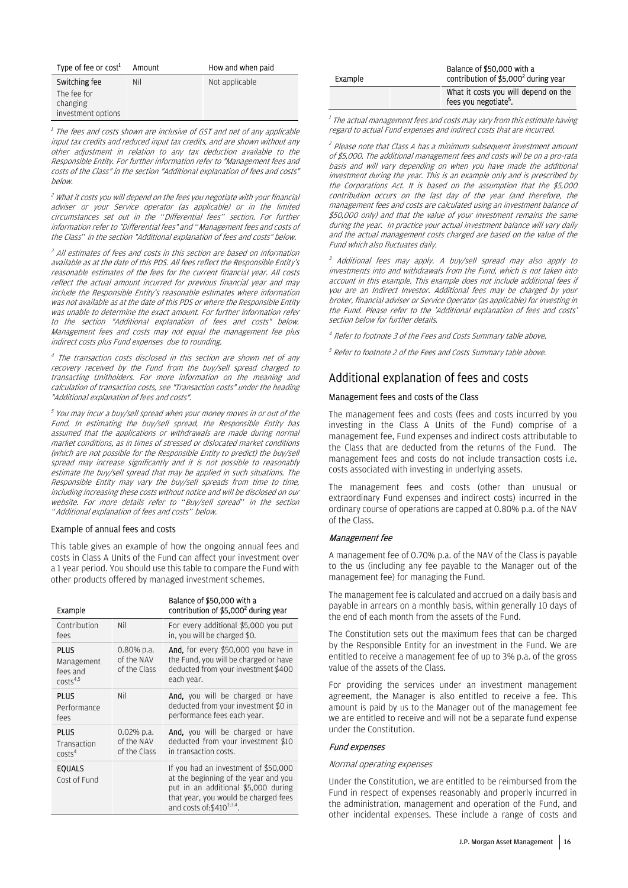| Type of fee or cost[1] | Amount | How and when paid |
|---|---|---|
| **Switching fee**<br>The fee for changing investment options | Nil | Not applicable |

*[1] The fees and costs shown are inclusive of GST and net of any applicable input tax credits and reduced input tax credits, and are shown without any other adjustment in relation to any tax deduction available to the Responsible Entity. For further information refer to "Management fees and costs of the Class" in the section "Additional explanation of fees and costs" below.*

*[2] What it costs you will depend on the fees you negotiate with your financial adviser or your Service operator (as applicable) or in the limited circumstances set out in the "Differential fees" section. For further information refer to "Differential fees" and "Management fees and costs of the Class" in the section "Additional explanation of fees and costs" below.*

*[3] All estimates of fees and costs in this section are based on information available as at the date of this PDS. All fees reflect the Responsible Entity's reasonable estimates of the fees for the current financial year. All costs reflect the actual amount incurred for previous financial year and may include the Responsible Entity's reasonable estimates where information was not available as at the date of this PDS or where the Responsible Entity was unable to determine the exact amount. For further information refer to the section "Additional explanation of fees and costs" below. Management fees and costs may not equal the management fee plus indirect costs plus Fund expenses due to rounding.*

*[4] The transaction costs disclosed in this section are shown net of any recovery received by the Fund from the buy/sell spread charged to transacting Unitholders. For more information on the meaning and calculation of transaction costs, see "Transaction costs" under the heading "Additional explanation of fees and costs".*

*[5] You may incur a buy/sell spread when your money moves in or out of the Fund. In estimating the buy/sell spread, the Responsible Entity has assumed that the applications or withdrawals are made during normal market conditions, as in times of stressed or dislocated market conditions (which are not possible for the Responsible Entity to predict) the buy/sell spread may increase significantly and it is not possible to reasonably estimate the buy/sell spread that may be applied in such situations. The Responsible Entity may vary the buy/sell spreads from time to time, including increasing these costs without notice and will be disclosed on our website. For more details refer to "Buy/sell spread" in the section "Additional explanation of fees and costs" below.*

### Example of annual fees and costs

This table gives an example of how the ongoing annual fees and costs in Class A Units of the Fund can affect your investment over a 1 year period. You should use this table to compare the Fund with other products offered by managed investment schemes.

| Example | | Balance of $50,000 with a contribution of $5,000[2] during year |
|---|---|---|
| Contribution fees | Nil | For every additional $5,000 you put in, you will be charged $0. |
| **PLUS** Management fees and costs[4,5] | 0.80% p.a. of the NAV of the Class | **And,** for every $50,000 you have in the Fund, you will be charged or have deducted from your investment $400 each year. |
| **PLUS** Performance fees | Nil | **And,** you will be charged or have deducted from your investment $0 in performance fees each year. |
| **PLUS** Transaction costs[4] | 0.02% p.a. of the NAV of the Class | **And,** you will be charged or have deducted from your investment $10 in transaction costs. |
| **EQUALS** Cost of Fund | | If you had an investment of $50,000 at the beginning of the year and you put in an additional $5,000 during that year, you would be charged fees and costs of:$410[1,3,4]. |
| | | What it costs you will depend on the fees you negotiate[5]. |

*[1] The actual management fees and costs may vary from this estimate having regard to actual Fund expenses and indirect costs that are incurred.*

*[2] Please note that Class A has a minimum subsequent investment amount of $5,000. The additional management fees and costs will be on a pro-rata basis and will vary depending on when you have made the additional investment during the year. This is an example only and is prescribed by the Corporations Act. It is based on the assumption that the $5,000 contribution occurs on the last day of the year (and therefore, the management fees and costs are calculated using an investment balance of $50,000 only) and that the value of your investment remains the same during the year. In practice your actual investment balance will vary daily and the actual management costs charged are based on the value of the Fund which also fluctuates daily.*

*[3] Additional fees may apply. A buy/sell spread may also apply to investments into and withdrawals from the Fund, which is not taken into account in this example. This example does not include additional fees if you are an Indirect Investor. Additional fees may be charged by your broker, financial adviser or Service Operator (as applicable) for investing in the Fund. Please refer to the 'Additional explanation of fees and costs' section below for further details.*

*[4] Refer to footnote 3 of the Fees and Costs Summary table above.*

*[5] Refer to footnote 2 of the Fees and Costs Summary table above.*

## Additional explanation of fees and costs

### Management fees and costs of the Class

The management fees and costs (fees and costs incurred by you investing in the Class A Units of the Fund) comprise of a management fee, Fund expenses and indirect costs attributable to the Class that are deducted from the returns of the Fund. The management fees and costs do not include transaction costs i.e. costs associated with investing in underlying assets.

The management fees and costs (other than unusual or extraordinary Fund expenses and indirect costs) incurred in the ordinary course of operations are capped at 0.80% p.a. of the NAV of the Class.

#### *Management fee*

A management fee of 0.70% p.a. of the NAV of the Class is payable to the us (including any fee payable to the Manager out of the management fee) for managing the Fund.

The management fee is calculated and accrued on a daily basis and payable in arrears on a monthly basis, within generally 10 days of the end of each month from the assets of the Fund.

The Constitution sets out the maximum fees that can be charged by the Responsible Entity for an investment in the Fund. We are entitled to receive a management fee of up to 3% p.a. of the gross value of the assets of the Class.

For providing the services under an investment management agreement, the Manager is also entitled to receive a fee. This amount is paid by us to the Manager out of the management fee we are entitled to receive and will not be a separate fund expense under the Constitution.

#### *Fund expenses*

*Normal operating expenses*

Under the Constitution, we are entitled to be reimbursed from the Fund in respect of expenses reasonably and properly incurred in the administration, management and operation of the Fund, and other incidental expenses. These include a range of costs and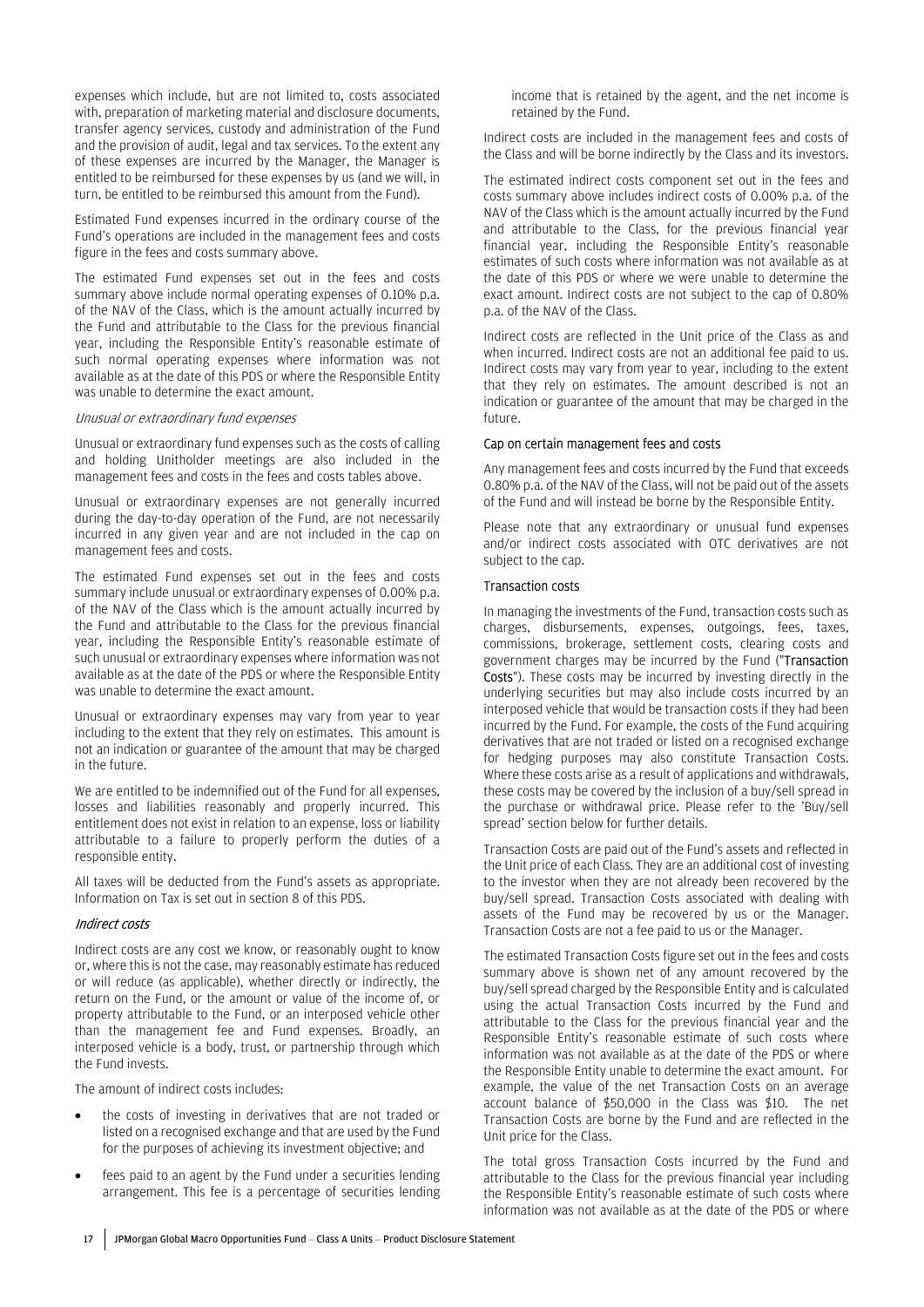expenses which include, but are not limited to, costs associated with, preparation of marketing material and disclosure documents, transfer agency services, custody and administration of the Fund and the provision of audit, legal and tax services. To the extent any of these expenses are incurred by the Manager, the Manager is entitled to be reimbursed for these expenses by us (and we will, in turn, be entitled to be reimbursed this amount from the Fund).

Estimated Fund expenses incurred in the ordinary course of the Fund's operations are included in the management fees and costs figure in the fees and costs summary above.

The estimated Fund expenses set out in the fees and costs summary above include normal operating expenses of 0.10% p.a. of the NAV of the Class, which is the amount actually incurred by the Fund and attributable to the Class for the previous financial year, including the Responsible Entity's reasonable estimate of such normal operating expenses where information was not available as at the date of this PDS or where the Responsible Entity was unable to determine the exact amount.

*Unusual or extraordinary fund expenses*

Unusual or extraordinary fund expenses such as the costs of calling and holding Unitholder meetings are also included in the management fees and costs in the fees and costs tables above.

Unusual or extraordinary expenses are not generally incurred during the day-to-day operation of the Fund, are not necessarily incurred in any given year and are not included in the cap on management fees and costs.

The estimated Fund expenses set out in the fees and costs summary include unusual or extraordinary expenses of 0.00% p.a. of the NAV of the Class which is the amount actually incurred by the Fund and attributable to the Class for the previous financial year, including the Responsible Entity's reasonable estimate of such unusual or extraordinary expenses where information was not available as at the date of the PDS or where the Responsible Entity was unable to determine the exact amount.

Unusual or extraordinary expenses may vary from year to year including to the extent that they rely on estimates. This amount is not an indication or guarantee of the amount that may be charged in the future.

We are entitled to be indemnified out of the Fund for all expenses, losses and liabilities reasonably and properly incurred. This entitlement does not exist in relation to an expense, loss or liability attributable to a failure to properly perform the duties of a responsible entity.

All taxes will be deducted from the Fund's assets as appropriate. Information on Tax is set out in section 8 of this PDS.

*Indirect costs*

Indirect costs are any cost we know, or reasonably ought to know or, where this is not the case, may reasonably estimate has reduced or will reduce (as applicable), whether directly or indirectly, the return on the Fund, or the amount or value of the income of, or property attributable to the Fund, or an interposed vehicle other than the management fee and Fund expenses. Broadly, an interposed vehicle is a body, trust, or partnership through which the Fund invests.

The amount of indirect costs includes:

- the costs of investing in derivatives that are not traded or listed on a recognised exchange and that are used by the Fund for the purposes of achieving its investment objective; and
- fees paid to an agent by the Fund under a securities lending arrangement. This fee is a percentage of securities lending income that is retained by the agent, and the net income is retained by the Fund.

Indirect costs are included in the management fees and costs of the Class and will be borne indirectly by the Class and its investors.

The estimated indirect costs component set out in the fees and costs summary above includes indirect costs of 0.00% p.a. of the NAV of the Class which is the amount actually incurred by the Fund and attributable to the Class, for the previous financial year financial year, including the Responsible Entity's reasonable estimates of such costs where information was not available as at the date of this PDS or where we were unable to determine the exact amount. Indirect costs are not subject to the cap of 0.80% p.a. of the NAV of the Class.

Indirect costs are reflected in the Unit price of the Class as and when incurred. Indirect costs are not an additional fee paid to us. Indirect costs may vary from year to year, including to the extent that they rely on estimates. The amount described is not an indication or guarantee of the amount that may be charged in the future.

#### Cap on certain management fees and costs

Any management fees and costs incurred by the Fund that exceeds 0.80% p.a. of the NAV of the Class, will not be paid out of the assets of the Fund and will instead be borne by the Responsible Entity.

Please note that any extraordinary or unusual fund expenses and/or indirect costs associated with OTC derivatives are not subject to the cap.

#### Transaction costs

In managing the investments of the Fund, transaction costs such as charges, disbursements, expenses, outgoings, fees, taxes, commissions, brokerage, settlement costs, clearing costs and government charges may be incurred by the Fund ("**Transaction Costs**"). These costs may be incurred by investing directly in the underlying securities but may also include costs incurred by an interposed vehicle that would be transaction costs if they had been incurred by the Fund. For example, the costs of the Fund acquiring derivatives that are not traded or listed on a recognised exchange for hedging purposes may also constitute Transaction Costs. Where these costs arise as a result of applications and withdrawals, these costs may be covered by the inclusion of a buy/sell spread in the purchase or withdrawal price. Please refer to the 'Buy/sell spread' section below for further details.

Transaction Costs are paid out of the Fund's assets and reflected in the Unit price of each Class. They are an additional cost of investing to the investor when they are not already been recovered by the buy/sell spread. Transaction Costs associated with dealing with assets of the Fund may be recovered by us or the Manager. Transaction Costs are not a fee paid to us or the Manager.

The estimated Transaction Costs figure set out in the fees and costs summary above is shown net of any amount recovered by the buy/sell spread charged by the Responsible Entity and is calculated using the actual Transaction Costs incurred by the Fund and attributable to the Class for the previous financial year and the Responsible Entity's reasonable estimate of such costs where information was not available as at the date of the PDS or where the Responsible Entity unable to determine the exact amount. For example, the value of the net Transaction Costs on an average account balance of $50,000 in the Class was $10. The net Transaction Costs are borne by the Fund and are reflected in the Unit price for the Class.

The total gross Transaction Costs incurred by the Fund and attributable to the Class for the previous financial year including the Responsible Entity's reasonable estimate of such costs where information was not available as at the date of the PDS or where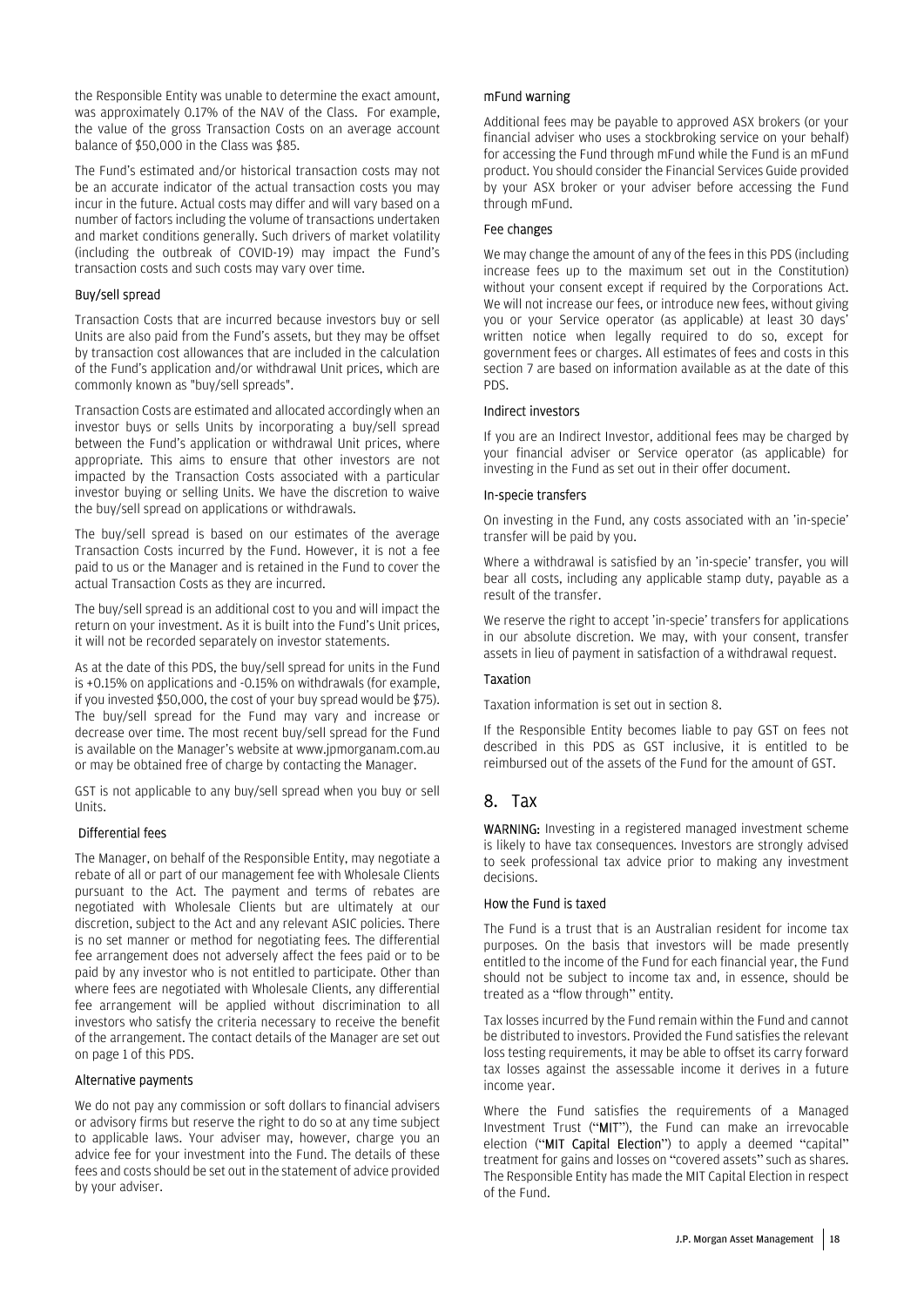the Responsible Entity was unable to determine the exact amount, was approximately 0.17% of the NAV of the Class. For example, the value of the gross Transaction Costs on an average account balance of $50,000 in the Class was $85.

The Fund's estimated and/or historical transaction costs may not be an accurate indicator of the actual transaction costs you may incur in the future. Actual costs may differ and will vary based on a number of factors including the volume of transactions undertaken and market conditions generally. Such drivers of market volatility (including the outbreak of COVID-19) may impact the Fund's transaction costs and such costs may vary over time.

### Buy/sell spread

Transaction Costs that are incurred because investors buy or sell Units are also paid from the Fund's assets, but they may be offset by transaction cost allowances that are included in the calculation of the Fund's application and/or withdrawal Unit prices, which are commonly known as "buy/sell spreads".

Transaction Costs are estimated and allocated accordingly when an investor buys or sells Units by incorporating a buy/sell spread between the Fund's application or withdrawal Unit prices, where appropriate. This aims to ensure that other investors are not impacted by the Transaction Costs associated with a particular investor buying or selling Units. We have the discretion to waive the buy/sell spread on applications or withdrawals.

The buy/sell spread is based on our estimates of the average Transaction Costs incurred by the Fund. However, it is not a fee paid to us or the Manager and is retained in the Fund to cover the actual Transaction Costs as they are incurred.

The buy/sell spread is an additional cost to you and will impact the return on your investment. As it is built into the Fund's Unit prices, it will not be recorded separately on investor statements.

As at the date of this PDS, the buy/sell spread for units in the Fund is +0.15% on applications and -0.15% on withdrawals (for example, if you invested $50,000, the cost of your buy spread would be $75). The buy/sell spread for the Fund may vary and increase or decrease over time. The most recent buy/sell spread for the Fund is available on the Manager's website at www.jpmorganam.com.au or may be obtained free of charge by contacting the Manager.

GST is not applicable to any buy/sell spread when you buy or sell Units.

### Differential fees

The Manager, on behalf of the Responsible Entity, may negotiate a rebate of all or part of our management fee with Wholesale Clients pursuant to the Act. The payment and terms of rebates are negotiated with Wholesale Clients but are ultimately at our discretion, subject to the Act and any relevant ASIC policies. There is no set manner or method for negotiating fees. The differential fee arrangement does not adversely affect the fees paid or to be paid by any investor who is not entitled to participate. Other than where fees are negotiated with Wholesale Clients, any differential fee arrangement will be applied without discrimination to all investors who satisfy the criteria necessary to receive the benefit of the arrangement. The contact details of the Manager are set out on page 1 of this PDS.

### Alternative payments

We do not pay any commission or soft dollars to financial advisers or advisory firms but reserve the right to do so at any time subject to applicable laws. Your adviser may, however, charge you an advice fee for your investment into the Fund. The details of these fees and costs should be set out in the statement of advice provided by your adviser.

### mFund warning

Additional fees may be payable to approved ASX brokers (or your financial adviser who uses a stockbroking service on your behalf) for accessing the Fund through mFund while the Fund is an mFund product. You should consider the Financial Services Guide provided by your ASX broker or your adviser before accessing the Fund through mFund.

### Fee changes

We may change the amount of any of the fees in this PDS (including increase fees up to the maximum set out in the Constitution) without your consent except if required by the Corporations Act. We will not increase our fees, or introduce new fees, without giving you or your Service operator (as applicable) at least 30 days' written notice when legally required to do so, except for government fees or charges. All estimates of fees and costs in this section 7 are based on information available as at the date of this PDS.

### Indirect investors

If you are an Indirect Investor, additional fees may be charged by your financial adviser or Service operator (as applicable) for investing in the Fund as set out in their offer document.

### In-specie transfers

On investing in the Fund, any costs associated with an 'in-specie' transfer will be paid by you.

Where a withdrawal is satisfied by an 'in-specie' transfer, you will bear all costs, including any applicable stamp duty, payable as a result of the transfer.

We reserve the right to accept 'in-specie' transfers for applications in our absolute discretion. We may, with your consent, transfer assets in lieu of payment in satisfaction of a withdrawal request.

### Taxation

Taxation information is set out in section 8.

If the Responsible Entity becomes liable to pay GST on fees not described in this PDS as GST inclusive, it is entitled to be reimbursed out of the assets of the Fund for the amount of GST.

## 8. Tax

**WARNING:** Investing in a registered managed investment scheme is likely to have tax consequences. Investors are strongly advised to seek professional tax advice prior to making any investment decisions.

### How the Fund is taxed

The Fund is a trust that is an Australian resident for income tax purposes. On the basis that investors will be made presently entitled to the income of the Fund for each financial year, the Fund should not be subject to income tax and, in essence, should be treated as a "flow through" entity.

Tax losses incurred by the Fund remain within the Fund and cannot be distributed to investors. Provided the Fund satisfies the relevant loss testing requirements, it may be able to offset its carry forward tax losses against the assessable income it derives in a future income year.

Where the Fund satisfies the requirements of a Managed Investment Trust ("**MIT**"), the Fund can make an irrevocable election ("**MIT Capital Election**") to apply a deemed "capital" treatment for gains and losses on "covered assets" such as shares. The Responsible Entity has made the MIT Capital Election in respect of the Fund.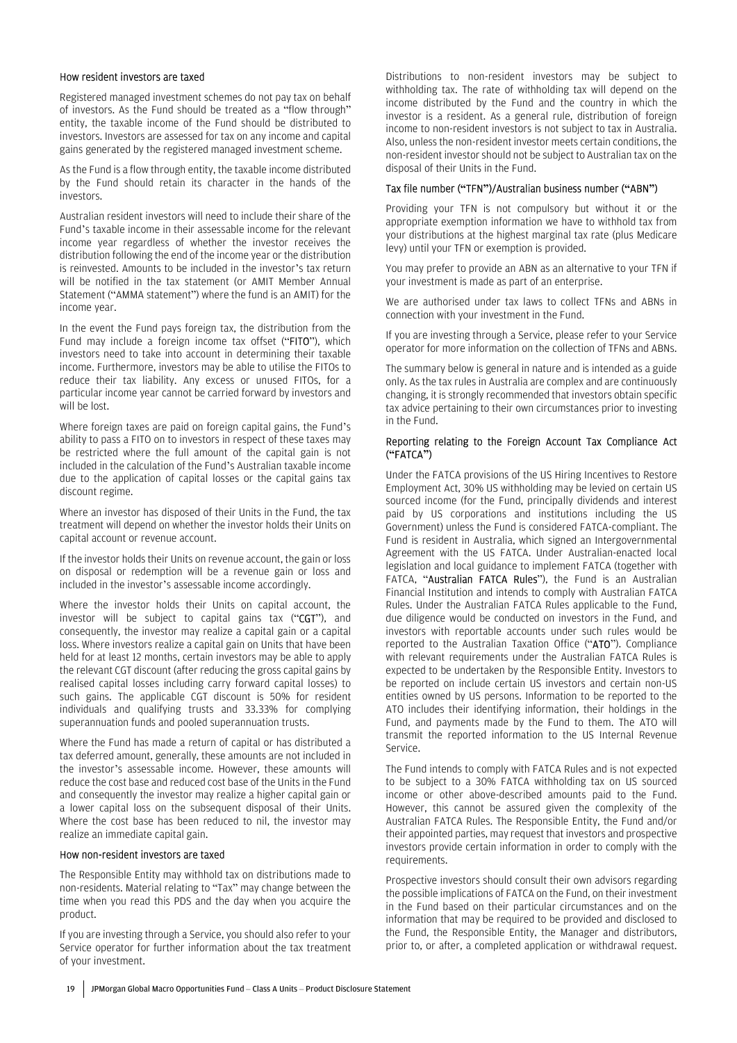### How resident investors are taxed

Registered managed investment schemes do not pay tax on behalf of investors. As the Fund should be treated as a "flow through" entity, the taxable income of the Fund should be distributed to investors. Investors are assessed for tax on any income and capital gains generated by the registered managed investment scheme.

As the Fund is a flow through entity, the taxable income distributed by the Fund should retain its character in the hands of the investors.

Australian resident investors will need to include their share of the Fund's taxable income in their assessable income for the relevant income year regardless of whether the investor receives the distribution following the end of the income year or the distribution is reinvested. Amounts to be included in the investor's tax return will be notified in the tax statement (or AMIT Member Annual Statement ("AMMA statement") where the fund is an AMIT) for the income year.

In the event the Fund pays foreign tax, the distribution from the Fund may include a foreign income tax offset ("**FITO**"), which investors need to take into account in determining their taxable income. Furthermore, investors may be able to utilise the FITOs to reduce their tax liability. Any excess or unused FITOs, for a particular income year cannot be carried forward by investors and will be lost.

Where foreign taxes are paid on foreign capital gains, the Fund's ability to pass a FITO on to investors in respect of these taxes may be restricted where the full amount of the capital gain is not included in the calculation of the Fund's Australian taxable income due to the application of capital losses or the capital gains tax discount regime.

Where an investor has disposed of their Units in the Fund, the tax treatment will depend on whether the investor holds their Units on capital account or revenue account.

If the investor holds their Units on revenue account, the gain or loss on disposal or redemption will be a revenue gain or loss and included in the investor's assessable income accordingly.

Where the investor holds their Units on capital account, the investor will be subject to capital gains tax ("**CGT**"), and consequently, the investor may realize a capital gain or a capital loss. Where investors realize a capital gain on Units that have been held for at least 12 months, certain investors may be able to apply the relevant CGT discount (after reducing the gross capital gains by realised capital losses including carry forward capital losses) to such gains. The applicable CGT discount is 50% for resident individuals and qualifying trusts and 33.33% for complying superannuation funds and pooled superannuation trusts.

Where the Fund has made a return of capital or has distributed a tax deferred amount, generally, these amounts are not included in the investor's assessable income. However, these amounts will reduce the cost base and reduced cost base of the Units in the Fund and consequently the investor may realize a higher capital gain or a lower capital loss on the subsequent disposal of their Units. Where the cost base has been reduced to nil, the investor may realize an immediate capital gain.

### How non-resident investors are taxed

The Responsible Entity may withhold tax on distributions made to non-residents. Material relating to "Tax" may change between the time when you read this PDS and the day when you acquire the product.

If you are investing through a Service, you should also refer to your Service operator for further information about the tax treatment of your investment.

Distributions to non-resident investors may be subject to withholding tax. The rate of withholding tax will depend on the income distributed by the Fund and the country in which the investor is a resident. As a general rule, distribution of foreign income to non-resident investors is not subject to tax in Australia. Also, unless the non-resident investor meets certain conditions, the non-resident investor should not be subject to Australian tax on the disposal of their Units in the Fund.

### Tax file number ("TFN")/Australian business number ("ABN")

Providing your TFN is not compulsory but without it or the appropriate exemption information we have to withhold tax from your distributions at the highest marginal tax rate (plus Medicare levy) until your TFN or exemption is provided.

You may prefer to provide an ABN as an alternative to your TFN if your investment is made as part of an enterprise.

We are authorised under tax laws to collect TFNs and ABNs in connection with your investment in the Fund.

If you are investing through a Service, please refer to your Service operator for more information on the collection of TFNs and ABNs.

The summary below is general in nature and is intended as a guide only. As the tax rules in Australia are complex and are continuously changing, it is strongly recommended that investors obtain specific tax advice pertaining to their own circumstances prior to investing in the Fund.

### Reporting relating to the Foreign Account Tax Compliance Act ("FATCA")

Under the FATCA provisions of the US Hiring Incentives to Restore Employment Act, 30% US withholding may be levied on certain US sourced income (for the Fund, principally dividends and interest paid by US corporations and institutions including the US Government) unless the Fund is considered FATCA-compliant. The Fund is resident in Australia, which signed an Intergovernmental Agreement with the US FATCA. Under Australian-enacted local legislation and local guidance to implement FATCA (together with FATCA, "**Australian FATCA Rules**"), the Fund is an Australian Financial Institution and intends to comply with Australian FATCA Rules. Under the Australian FATCA Rules applicable to the Fund, due diligence would be conducted on investors in the Fund, and investors with reportable accounts under such rules would be reported to the Australian Taxation Office ("**ATO**"). Compliance with relevant requirements under the Australian FATCA Rules is expected to be undertaken by the Responsible Entity. Investors to be reported on include certain US investors and certain non-US entities owned by US persons. Information to be reported to the ATO includes their identifying information, their holdings in the Fund, and payments made by the Fund to them. The ATO will transmit the reported information to the US Internal Revenue Service.

The Fund intends to comply with FATCA Rules and is not expected to be subject to a 30% FATCA withholding tax on US sourced income or other above-described amounts paid to the Fund. However, this cannot be assured given the complexity of the Australian FATCA Rules. The Responsible Entity, the Fund and/or their appointed parties, may request that investors and prospective investors provide certain information in order to comply with the requirements.

Prospective investors should consult their own advisors regarding the possible implications of FATCA on the Fund, on their investment in the Fund based on their particular circumstances and on the information that may be required to be provided and disclosed to the Fund, the Responsible Entity, the Manager and distributors, prior to, or after, a completed application or withdrawal request.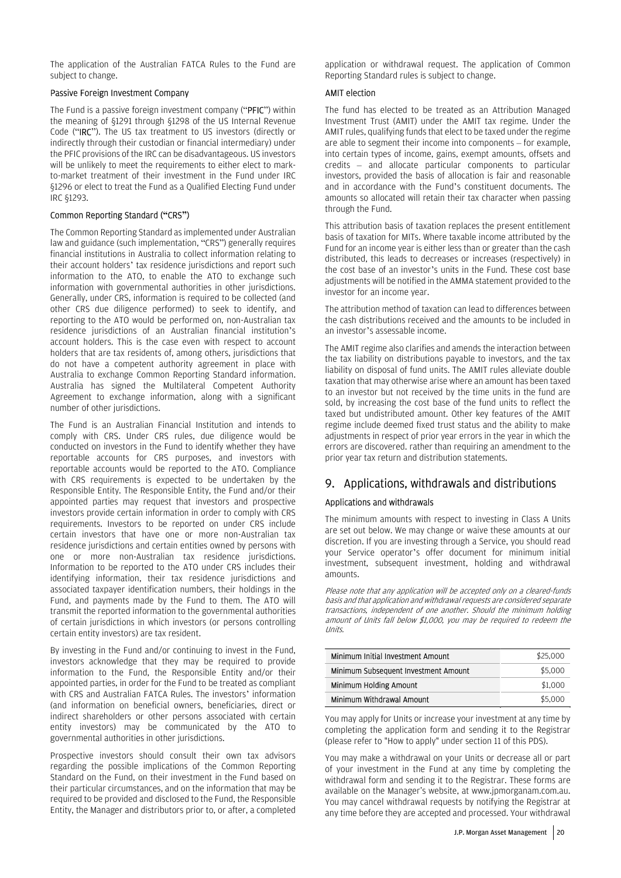The application of the Australian FATCA Rules to the Fund are subject to change.

### Passive Foreign Investment Company

The Fund is a passive foreign investment company ("**PFIC**") within the meaning of §1291 through §1298 of the US Internal Revenue Code ("**IRC**"). The US tax treatment to US investors (directly or indirectly through their custodian or financial intermediary) under the PFIC provisions of the IRC can be disadvantageous. US investors will be unlikely to meet the requirements to either elect to mark-to-market treatment of their investment in the Fund under IRC §1296 or elect to treat the Fund as a Qualified Electing Fund under IRC §1293.

### Common Reporting Standard ("CRS")

The Common Reporting Standard as implemented under Australian law and guidance (such implementation, "CRS") generally requires financial institutions in Australia to collect information relating to their account holders' tax residence jurisdictions and report such information to the ATO, to enable the ATO to exchange such information with governmental authorities in other jurisdictions. Generally, under CRS, information is required to be collected (and other CRS due diligence performed) to seek to identify, and reporting to the ATO would be performed on, non-Australian tax residence jurisdictions of an Australian financial institution's account holders. This is the case even with respect to account holders that are tax residents of, among others, jurisdictions that do not have a competent authority agreement in place with Australia to exchange Common Reporting Standard information. Australia has signed the Multilateral Competent Authority Agreement to exchange information, along with a significant number of other jurisdictions.

The Fund is an Australian Financial Institution and intends to comply with CRS. Under CRS rules, due diligence would be conducted on investors in the Fund to identify whether they have reportable accounts for CRS purposes, and investors with reportable accounts would be reported to the ATO. Compliance with CRS requirements is expected to be undertaken by the Responsible Entity. The Responsible Entity, the Fund and/or their appointed parties may request that investors and prospective investors provide certain information in order to comply with CRS requirements. Investors to be reported on under CRS include certain investors that have one or more non-Australian tax residence jurisdictions and certain entities owned by persons with one or more non-Australian tax residence jurisdictions. Information to be reported to the ATO under CRS includes their identifying information, their tax residence jurisdictions and associated taxpayer identification numbers, their holdings in the Fund, and payments made by the Fund to them. The ATO will transmit the reported information to the governmental authorities of certain jurisdictions in which investors (or persons controlling certain entity investors) are tax resident.

By investing in the Fund and/or continuing to invest in the Fund, investors acknowledge that they may be required to provide information to the Fund, the Responsible Entity and/or their appointed parties, in order for the Fund to be treated as compliant with CRS and Australian FATCA Rules. The investors' information (and information on beneficial owners, beneficiaries, direct or indirect shareholders or other persons associated with certain entity investors) may be communicated by the ATO to governmental authorities in other jurisdictions.

Prospective investors should consult their own tax advisors regarding the possible implications of the Common Reporting Standard on the Fund, on their investment in the Fund based on their particular circumstances, and on the information that may be required to be provided and disclosed to the Fund, the Responsible Entity, the Manager and distributors prior to, or after, a completed application or withdrawal request. The application of Common Reporting Standard rules is subject to change.

### AMIT election

The fund has elected to be treated as an Attribution Managed Investment Trust (AMIT) under the AMIT tax regime. Under the AMIT rules, qualifying funds that elect to be taxed under the regime are able to segment their income into components – for example, into certain types of income, gains, exempt amounts, offsets and credits – and allocate particular components to particular investors, provided the basis of allocation is fair and reasonable and in accordance with the Fund's constituent documents. The amounts so allocated will retain their tax character when passing through the Fund.

This attribution basis of taxation replaces the present entitlement basis of taxation for MITs. Where taxable income attributed by the Fund for an income year is either less than or greater than the cash distributed, this leads to decreases or increases (respectively) in the cost base of an investor's units in the Fund. These cost base adjustments will be notified in the AMMA statement provided to the investor for an income year.

The attribution method of taxation can lead to differences between the cash distributions received and the amounts to be included in an investor's assessable income.

The AMIT regime also clarifies and amends the interaction between the tax liability on distributions payable to investors, and the tax liability on disposal of fund units. The AMIT rules alleviate double taxation that may otherwise arise where an amount has been taxed to an investor but not received by the time units in the fund are sold, by increasing the cost base of the fund units to reflect the taxed but undistributed amount. Other key features of the AMIT regime include deemed fixed trust status and the ability to make adjustments in respect of prior year errors in the year in which the errors are discovered. rather than requiring an amendment to the prior year tax return and distribution statements.

## 9. Applications, withdrawals and distributions

### Applications and withdrawals

The minimum amounts with respect to investing in Class A Units are set out below. We may change or waive these amounts at our discretion. If you are investing through a Service, you should read your Service operator's offer document for minimum initial investment, subsequent investment, holding and withdrawal amounts.

*Please note that any application will be accepted only on a cleared-funds basis and that application and withdrawal requests are considered separate transactions, independent of one another. Should the minimum holding amount of Units fall below $1,000, you may be required to redeem the Units.*

| | |
|---|---|
| Minimum Initial Investment Amount | $25,000 |
| Minimum Subsequent Investment Amount | $5,000 |
| Minimum Holding Amount | $1,000 |
| Minimum Withdrawal Amount | $5,000 |

You may apply for Units or increase your investment at any time by completing the application form and sending it to the Registrar (please refer to "How to apply" under section 11 of this PDS).

You may make a withdrawal on your Units or decrease all or part of your investment in the Fund at any time by completing the withdrawal form and sending it to the Registrar. These forms are available on the Manager's website, at www.jpmorganam.com.au. You may cancel withdrawal requests by notifying the Registrar at any time before they are accepted and processed. Your withdrawal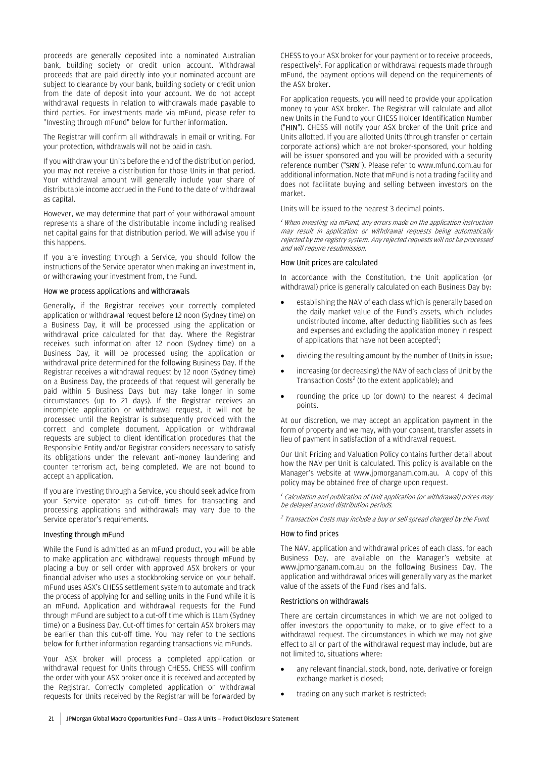proceeds are generally deposited into a nominated Australian bank, building society or credit union account. Withdrawal proceeds that are paid directly into your nominated account are subject to clearance by your bank, building society or credit union from the date of deposit into your account. We do not accept withdrawal requests in relation to withdrawals made payable to third parties. For investments made via mFund, please refer to "Investing through mFund" below for further information.

The Registrar will confirm all withdrawals in email or writing. For your protection, withdrawals will not be paid in cash.

If you withdraw your Units before the end of the distribution period, you may not receive a distribution for those Units in that period. Your withdrawal amount will generally include your share of distributable income accrued in the Fund to the date of withdrawal as capital.

However, we may determine that part of your withdrawal amount represents a share of the distributable income including realised net capital gains for that distribution period. We will advise you if this happens.

If you are investing through a Service, you should follow the instructions of the Service operator when making an investment in, or withdrawing your investment from, the Fund.

### How we process applications and withdrawals

Generally, if the Registrar receives your correctly completed application or withdrawal request before 12 noon (Sydney time) on a Business Day, it will be processed using the application or withdrawal price calculated for that day. Where the Registrar receives such information after 12 noon (Sydney time) on a Business Day, it will be processed using the application or withdrawal price determined for the following Business Day. If the Registrar receives a withdrawal request by 12 noon (Sydney time) on a Business Day, the proceeds of that request will generally be paid within 5 Business Days but may take longer in some circumstances (up to 21 days). If the Registrar receives an incomplete application or withdrawal request, it will not be processed until the Registrar is subsequently provided with the correct and complete document. Application or withdrawal requests are subject to client identification procedures that the Responsible Entity and/or Registrar considers necessary to satisfy its obligations under the relevant anti-money laundering and counter terrorism act, being completed. We are not bound to accept an application.

If you are investing through a Service, you should seek advice from your Service operator as cut-off times for transacting and processing applications and withdrawals may vary due to the Service operator's requirements.

### Investing through mFund

While the Fund is admitted as an mFund product, you will be able to make application and withdrawal requests through mFund by placing a buy or sell order with approved ASX brokers or your financial adviser who uses a stockbroking service on your behalf. mFund uses ASX's CHESS settlement system to automate and track the process of applying for and selling units in the Fund while it is an mFund. Application and withdrawal requests for the Fund through mFund are subject to a cut-off time which is 11am (Sydney time) on a Business Day. Cut-off times for certain ASX brokers may be earlier than this cut-off time. You may refer to the sections below for further information regarding transactions via mFunds.

Your ASX broker will process a completed application or withdrawal request for Units through CHESS. CHESS will confirm the order with your ASX broker once it is received and accepted by the Registrar. Correctly completed application or withdrawal requests for Units received by the Registrar will be forwarded by CHESS to your ASX broker for your payment or to receive proceeds, respectively[1]. For application or withdrawal requests made through mFund, the payment options will depend on the requirements of the ASX broker.

For application requests, you will need to provide your application money to your ASX broker. The Registrar will calculate and allot new Units in the Fund to your CHESS Holder Identification Number ("**HIN**"). CHESS will notify your ASX broker of the Unit price and Units allotted. If you are allotted Units (through transfer or certain corporate actions) which are not broker-sponsored, your holding will be issuer sponsored and you will be provided with a security reference number ("**SRN**"). Please refer to www.mfund.com.au for additional information. Note that mFund is not a trading facility and does not facilitate buying and selling between investors on the market.

Units will be issued to the nearest 3 decimal points.

*[1] When investing via mFund, any errors made on the application instruction may result in application or withdrawal requests being automatically rejected by the registry system. Any rejected requests will not be processed and will require resubmission.*

### How Unit prices are calculated

In accordance with the Constitution, the Unit application (or withdrawal) price is generally calculated on each Business Day by:

- establishing the NAV of each class which is generally based on the daily market value of the Fund's assets, which includes undistributed income, after deducting liabilities such as fees and expenses and excluding the application money in respect of applications that have not been accepted[1];
- dividing the resulting amount by the number of Units in issue;
- increasing (or decreasing) the NAV of each class of Unit by the Transaction Costs[2] (to the extent applicable); and
- rounding the price up (or down) to the nearest 4 decimal points.

At our discretion, we may accept an application payment in the form of property and we may, with your consent, transfer assets in lieu of payment in satisfaction of a withdrawal request.

Our Unit Pricing and Valuation Policy contains further detail about how the NAV per Unit is calculated. This policy is available on the Manager's website at www.jpmorganam.com.au. A copy of this policy may be obtained free of charge upon request.

*[1] Calculation and publication of Unit application (or withdrawal) prices may be delayed around distribution periods.*

*[2] Transaction Costs may include a buy or sell spread charged by the Fund.*

### How to find prices

The NAV, application and withdrawal prices of each class, for each Business Day, are available on the Manager's website at www.jpmorganam.com.au on the following Business Day. The application and withdrawal prices will generally vary as the market value of the assets of the Fund rises and falls.

### Restrictions on withdrawals

There are certain circumstances in which we are not obliged to offer investors the opportunity to make, or to give effect to a withdrawal request. The circumstances in which we may not give effect to all or part of the withdrawal request may include, but are not limited to, situations where:

- any relevant financial, stock, bond, note, derivative or foreign exchange market is closed;
- trading on any such market is restricted;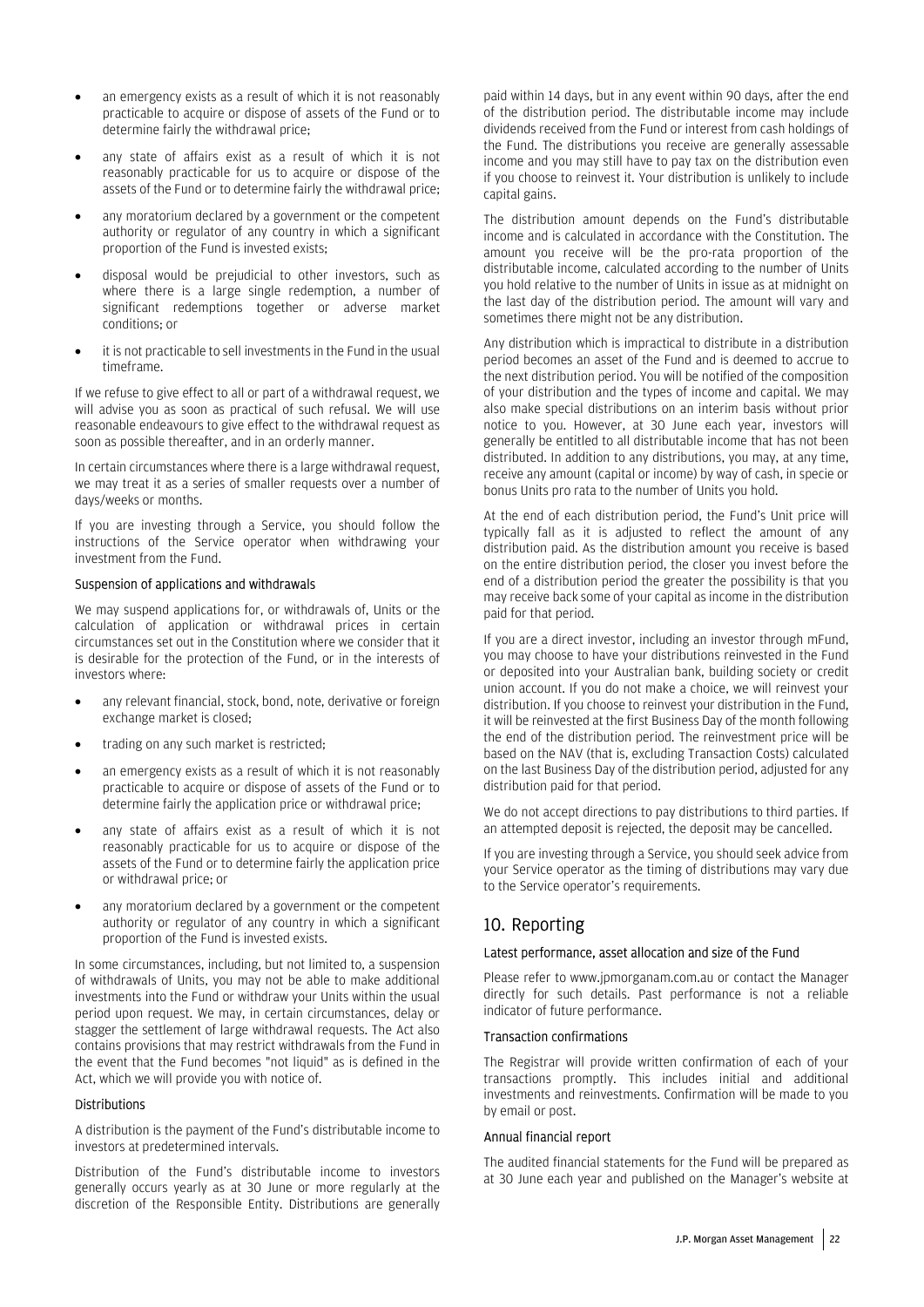- an emergency exists as a result of which it is not reasonably practicable to acquire or dispose of assets of the Fund or to determine fairly the withdrawal price;
- any state of affairs exist as a result of which it is not reasonably practicable for us to acquire or dispose of the assets of the Fund or to determine fairly the withdrawal price;
- any moratorium declared by a government or the competent authority or regulator of any country in which a significant proportion of the Fund is invested exists;
- disposal would be prejudicial to other investors, such as where there is a large single redemption, a number of significant redemptions together or adverse market conditions; or
- it is not practicable to sell investments in the Fund in the usual timeframe.

If we refuse to give effect to all or part of a withdrawal request, we will advise you as soon as practical of such refusal. We will use reasonable endeavours to give effect to the withdrawal request as soon as possible thereafter, and in an orderly manner.

In certain circumstances where there is a large withdrawal request, we may treat it as a series of smaller requests over a number of days/weeks or months.

If you are investing through a Service, you should follow the instructions of the Service operator when withdrawing your investment from the Fund.

### Suspension of applications and withdrawals

We may suspend applications for, or withdrawals of, Units or the calculation of application or withdrawal prices in certain circumstances set out in the Constitution where we consider that it is desirable for the protection of the Fund, or in the interests of investors where:

- any relevant financial, stock, bond, note, derivative or foreign exchange market is closed;
- trading on any such market is restricted;
- an emergency exists as a result of which it is not reasonably practicable to acquire or dispose of assets of the Fund or to determine fairly the application price or withdrawal price;
- any state of affairs exist as a result of which it is not reasonably practicable for us to acquire or dispose of the assets of the Fund or to determine fairly the application price or withdrawal price; or
- any moratorium declared by a government or the competent authority or regulator of any country in which a significant proportion of the Fund is invested exists.

In some circumstances, including, but not limited to, a suspension of withdrawals of Units, you may not be able to make additional investments into the Fund or withdraw your Units within the usual period upon request. We may, in certain circumstances, delay or stagger the settlement of large withdrawal requests. The Act also contains provisions that may restrict withdrawals from the Fund in the event that the Fund becomes "not liquid" as is defined in the Act, which we will provide you with notice of.

### Distributions

A distribution is the payment of the Fund's distributable income to investors at predetermined intervals.

Distribution of the Fund's distributable income to investors generally occurs yearly as at 30 June or more regularly at the discretion of the Responsible Entity. Distributions are generally paid within 14 days, but in any event within 90 days, after the end of the distribution period. The distributable income may include dividends received from the Fund or interest from cash holdings of the Fund. The distributions you receive are generally assessable income and you may still have to pay tax on the distribution even if you choose to reinvest it. Your distribution is unlikely to include capital gains.

The distribution amount depends on the Fund's distributable income and is calculated in accordance with the Constitution. The amount you receive will be the pro-rata proportion of the distributable income, calculated according to the number of Units you hold relative to the number of Units in issue as at midnight on the last day of the distribution period. The amount will vary and sometimes there might not be any distribution.

Any distribution which is impractical to distribute in a distribution period becomes an asset of the Fund and is deemed to accrue to the next distribution period. You will be notified of the composition of your distribution and the types of income and capital. We may also make special distributions on an interim basis without prior notice to you. However, at 30 June each year, investors will generally be entitled to all distributable income that has not been distributed. In addition to any distributions, you may, at any time, receive any amount (capital or income) by way of cash, in specie or bonus Units pro rata to the number of Units you hold.

At the end of each distribution period, the Fund's Unit price will typically fall as it is adjusted to reflect the amount of any distribution paid. As the distribution amount you receive is based on the entire distribution period, the closer you invest before the end of a distribution period the greater the possibility is that you may receive back some of your capital as income in the distribution paid for that period.

If you are a direct investor, including an investor through mFund, you may choose to have your distributions reinvested in the Fund or deposited into your Australian bank, building society or credit union account. If you do not make a choice, we will reinvest your distribution. If you choose to reinvest your distribution in the Fund, it will be reinvested at the first Business Day of the month following the end of the distribution period. The reinvestment price will be based on the NAV (that is, excluding Transaction Costs) calculated on the last Business Day of the distribution period, adjusted for any distribution paid for that period.

We do not accept directions to pay distributions to third parties. If an attempted deposit is rejected, the deposit may be cancelled.

If you are investing through a Service, you should seek advice from your Service operator as the timing of distributions may vary due to the Service operator's requirements.

## 10. Reporting

### Latest performance, asset allocation and size of the Fund

Please refer to www.jpmorganam.com.au or contact the Manager directly for such details. Past performance is not a reliable indicator of future performance.

### Transaction confirmations

The Registrar will provide written confirmation of each of your transactions promptly. This includes initial and additional investments and reinvestments. Confirmation will be made to you by email or post.

### Annual financial report

The audited financial statements for the Fund will be prepared as at 30 June each year and published on the Manager's website at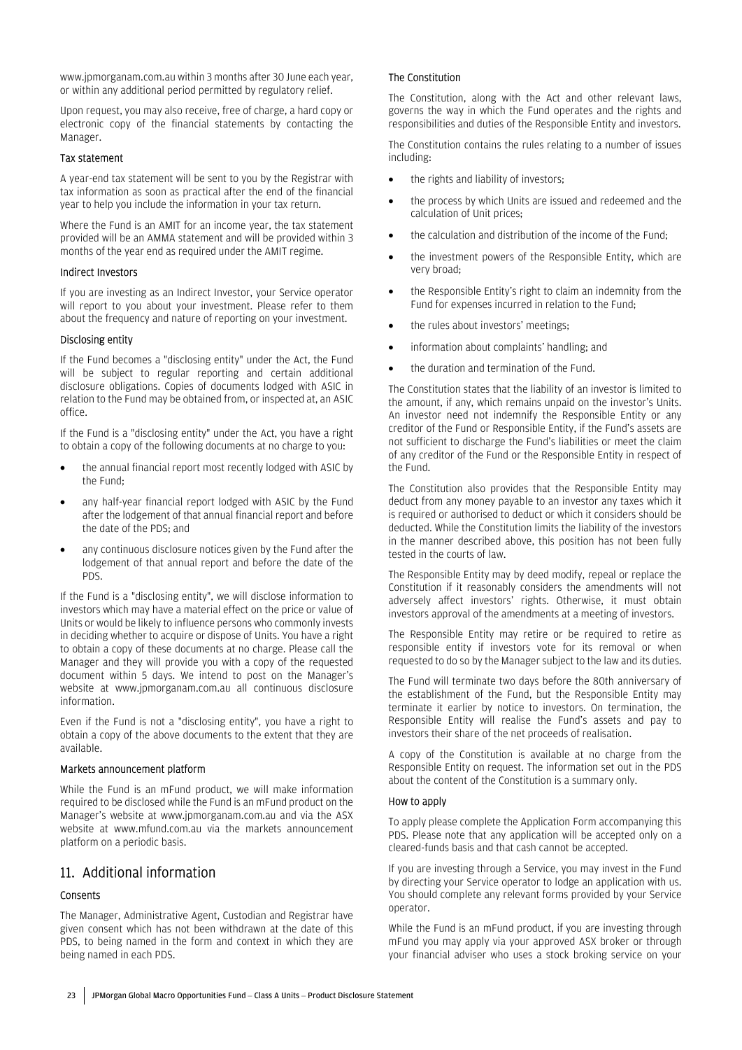www.jpmorganam.com.au within 3 months after 30 June each year, or within any additional period permitted by regulatory relief.

Upon request, you may also receive, free of charge, a hard copy or electronic copy of the financial statements by contacting the Manager.

### Tax statement

A year-end tax statement will be sent to you by the Registrar with tax information as soon as practical after the end of the financial year to help you include the information in your tax return.

Where the Fund is an AMIT for an income year, the tax statement provided will be an AMMA statement and will be provided within 3 months of the year end as required under the AMIT regime.

### Indirect Investors

If you are investing as an Indirect Investor, your Service operator will report to you about your investment. Please refer to them about the frequency and nature of reporting on your investment.

### Disclosing entity

If the Fund becomes a "disclosing entity" under the Act, the Fund will be subject to regular reporting and certain additional disclosure obligations. Copies of documents lodged with ASIC in relation to the Fund may be obtained from, or inspected at, an ASIC office.

If the Fund is a "disclosing entity" under the Act, you have a right to obtain a copy of the following documents at no charge to you:

- the annual financial report most recently lodged with ASIC by the Fund;
- any half-year financial report lodged with ASIC by the Fund after the lodgement of that annual financial report and before the date of the PDS; and
- any continuous disclosure notices given by the Fund after the lodgement of that annual report and before the date of the PDS.

If the Fund is a "disclosing entity", we will disclose information to investors which may have a material effect on the price or value of Units or would be likely to influence persons who commonly invests in deciding whether to acquire or dispose of Units. You have a right to obtain a copy of these documents at no charge. Please call the Manager and they will provide you with a copy of the requested document within 5 days. We intend to post on the Manager's website at www.jpmorganam.com.au all continuous disclosure information.

Even if the Fund is not a "disclosing entity", you have a right to obtain a copy of the above documents to the extent that they are available.

### Markets announcement platform

While the Fund is an mFund product, we will make information required to be disclosed while the Fund is an mFund product on the Manager's website at www.jpmorganam.com.au and via the ASX website at www.mfund.com.au via the markets announcement platform on a periodic basis.

## 11. Additional information

### Consents

The Manager, Administrative Agent, Custodian and Registrar have given consent which has not been withdrawn at the date of this PDS, to being named in the form and context in which they are being named in each PDS.

### The Constitution

The Constitution, along with the Act and other relevant laws, governs the way in which the Fund operates and the rights and responsibilities and duties of the Responsible Entity and investors.

The Constitution contains the rules relating to a number of issues including:

- the rights and liability of investors;
- the process by which Units are issued and redeemed and the calculation of Unit prices;
- the calculation and distribution of the income of the Fund;
- the investment powers of the Responsible Entity, which are very broad;
- the Responsible Entity's right to claim an indemnity from the Fund for expenses incurred in relation to the Fund;
- the rules about investors' meetings;
- information about complaints' handling; and
- the duration and termination of the Fund.

The Constitution states that the liability of an investor is limited to the amount, if any, which remains unpaid on the investor's Units. An investor need not indemnify the Responsible Entity or any creditor of the Fund or Responsible Entity, if the Fund's assets are not sufficient to discharge the Fund's liabilities or meet the claim of any creditor of the Fund or the Responsible Entity in respect of the Fund.

The Constitution also provides that the Responsible Entity may deduct from any money payable to an investor any taxes which it is required or authorised to deduct or which it considers should be deducted. While the Constitution limits the liability of the investors in the manner described above, this position has not been fully tested in the courts of law.

The Responsible Entity may by deed modify, repeal or replace the Constitution if it reasonably considers the amendments will not adversely affect investors' rights. Otherwise, it must obtain investors approval of the amendments at a meeting of investors.

The Responsible Entity may retire or be required to retire as responsible entity if investors vote for its removal or when requested to do so by the Manager subject to the law and its duties.

The Fund will terminate two days before the 80th anniversary of the establishment of the Fund, but the Responsible Entity may terminate it earlier by notice to investors. On termination, the Responsible Entity will realise the Fund's assets and pay to investors their share of the net proceeds of realisation.

A copy of the Constitution is available at no charge from the Responsible Entity on request. The information set out in the PDS about the content of the Constitution is a summary only.

### How to apply

To apply please complete the Application Form accompanying this PDS. Please note that any application will be accepted only on a cleared-funds basis and that cash cannot be accepted.

If you are investing through a Service, you may invest in the Fund by directing your Service operator to lodge an application with us. You should complete any relevant forms provided by your Service operator.

While the Fund is an mFund product, if you are investing through mFund you may apply via your approved ASX broker or through your financial adviser who uses a stock broking service on your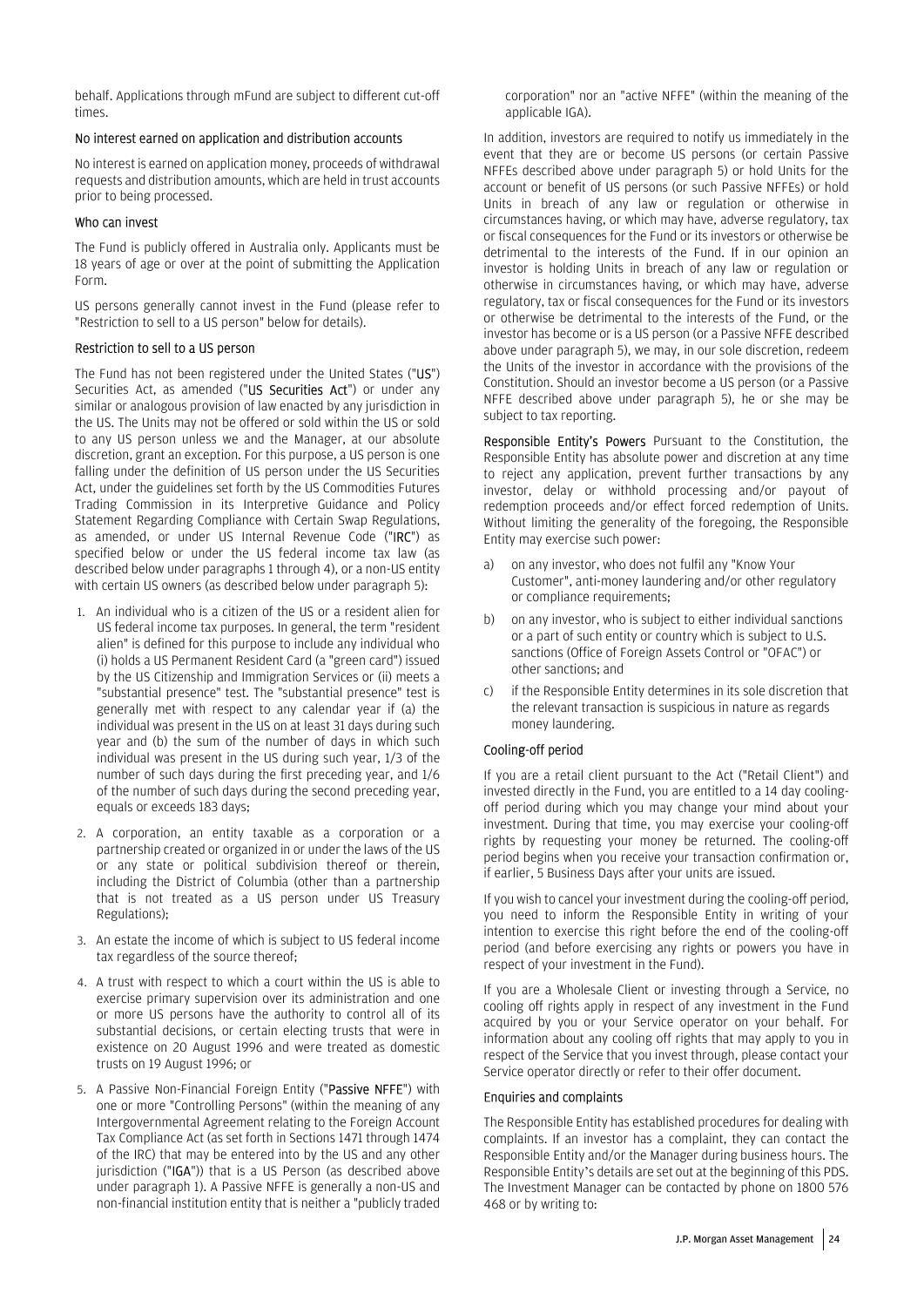behalf. Applications through mFund are subject to different cut-off times.

### No interest earned on application and distribution accounts

No interest is earned on application money, proceeds of withdrawal requests and distribution amounts, which are held in trust accounts prior to being processed.

### Who can invest

The Fund is publicly offered in Australia only. Applicants must be 18 years of age or over at the point of submitting the Application Form.

US persons generally cannot invest in the Fund (please refer to "Restriction to sell to a US person" below for details).

### Restriction to sell to a US person

The Fund has not been registered under the United States ("**US**") Securities Act, as amended ("**US Securities Act**") or under any similar or analogous provision of law enacted by any jurisdiction in the US. The Units may not be offered or sold within the US or sold to any US person unless we and the Manager, at our absolute discretion, grant an exception. For this purpose, a US person is one falling under the definition of US person under the US Securities Act, under the guidelines set forth by the US Commodities Futures Trading Commission in its Interpretive Guidance and Policy Statement Regarding Compliance with Certain Swap Regulations, as amended, or under US Internal Revenue Code ("**IRC**") as specified below or under the US federal income tax law (as described below under paragraphs 1 through 4), or a non-US entity with certain US owners (as described below under paragraph 5):

1. An individual who is a citizen of the US or a resident alien for US federal income tax purposes. In general, the term "resident alien" is defined for this purpose to include any individual who (i) holds a US Permanent Resident Card (a "green card") issued by the US Citizenship and Immigration Services or (ii) meets a "substantial presence" test. The "substantial presence" test is generally met with respect to any calendar year if (a) the individual was present in the US on at least 31 days during such year and (b) the sum of the number of days in which such individual was present in the US during such year, 1/3 of the number of such days during the first preceding year, and 1/6 of the number of such days during the second preceding year, equals or exceeds 183 days;
2. A corporation, an entity taxable as a corporation or a partnership created or organized in or under the laws of the US or any state or political subdivision thereof or therein, including the District of Columbia (other than a partnership that is not treated as a US person under US Treasury Regulations);
3. An estate the income of which is subject to US federal income tax regardless of the source thereof;
4. A trust with respect to which a court within the US is able to exercise primary supervision over its administration and one or more US persons have the authority to control all of its substantial decisions, or certain electing trusts that were in existence on 20 August 1996 and were treated as domestic trusts on 19 August 1996; or
5. A Passive Non-Financial Foreign Entity ("**Passive NFFE**") with one or more "Controlling Persons" (within the meaning of any Intergovernmental Agreement relating to the Foreign Account Tax Compliance Act (as set forth in Sections 1471 through 1474 of the IRC) that may be entered into by the US and any other jurisdiction ("**IGA**")) that is a US Person (as described above under paragraph 1). A Passive NFFE is generally a non-US and non-financial institution entity that is neither a "publicly traded corporation" nor an "active NFFE" (within the meaning of the applicable IGA).

In addition, investors are required to notify us immediately in the event that they are or become US persons (or certain Passive NFFEs described above under paragraph 5) or hold Units for the account or benefit of US persons (or such Passive NFFEs) or hold Units in breach of any law or regulation or otherwise in circumstances having, or which may have, adverse regulatory, tax or fiscal consequences for the Fund or its investors or otherwise be detrimental to the interests of the Fund. If in our opinion an investor is holding Units in breach of any law or regulation or otherwise in circumstances having, or which may have, adverse regulatory, tax or fiscal consequences for the Fund or its investors or otherwise be detrimental to the interests of the Fund, or the investor has become or is a US person (or a Passive NFFE described above under paragraph 5), we may, in our sole discretion, redeem the Units of the investor in accordance with the provisions of the Constitution. Should an investor become a US person (or a Passive NFFE described above under paragraph 5), he or she may be subject to tax reporting.

**Responsible Entity's Powers** Pursuant to the Constitution, the Responsible Entity has absolute power and discretion at any time to reject any application, prevent further transactions by any investor, delay or withhold processing and/or payout of redemption proceeds and/or effect forced redemption of Units. Without limiting the generality of the foregoing, the Responsible Entity may exercise such power:

a) on any investor, who does not fulfil any "Know Your Customer", anti-money laundering and/or other regulatory or compliance requirements;

b) on any investor, who is subject to either individual sanctions or a part of such entity or country which is subject to U.S. sanctions (Office of Foreign Assets Control or "OFAC") or other sanctions; and

c) if the Responsible Entity determines in its sole discretion that the relevant transaction is suspicious in nature as regards money laundering.

### Cooling-off period

If you are a retail client pursuant to the Act ("Retail Client") and invested directly in the Fund, you are entitled to a 14 day cooling-off period during which you may change your mind about your investment. During that time, you may exercise your cooling-off rights by requesting your money be returned. The cooling-off period begins when you receive your transaction confirmation or, if earlier, 5 Business Days after your units are issued.

If you wish to cancel your investment during the cooling-off period, you need to inform the Responsible Entity in writing of your intention to exercise this right before the end of the cooling-off period (and before exercising any rights or powers you have in respect of your investment in the Fund).

If you are a Wholesale Client or investing through a Service, no cooling off rights apply in respect of any investment in the Fund acquired by you or your Service operator on your behalf. For information about any cooling off rights that may apply to you in respect of the Service that you invest through, please contact your Service operator directly or refer to their offer document.

### Enquiries and complaints

The Responsible Entity has established procedures for dealing with complaints. If an investor has a complaint, they can contact the Responsible Entity and/or the Manager during business hours. The Responsible Entity's details are set out at the beginning of this PDS. The Investment Manager can be contacted by phone on 1800 576 468 or by writing to: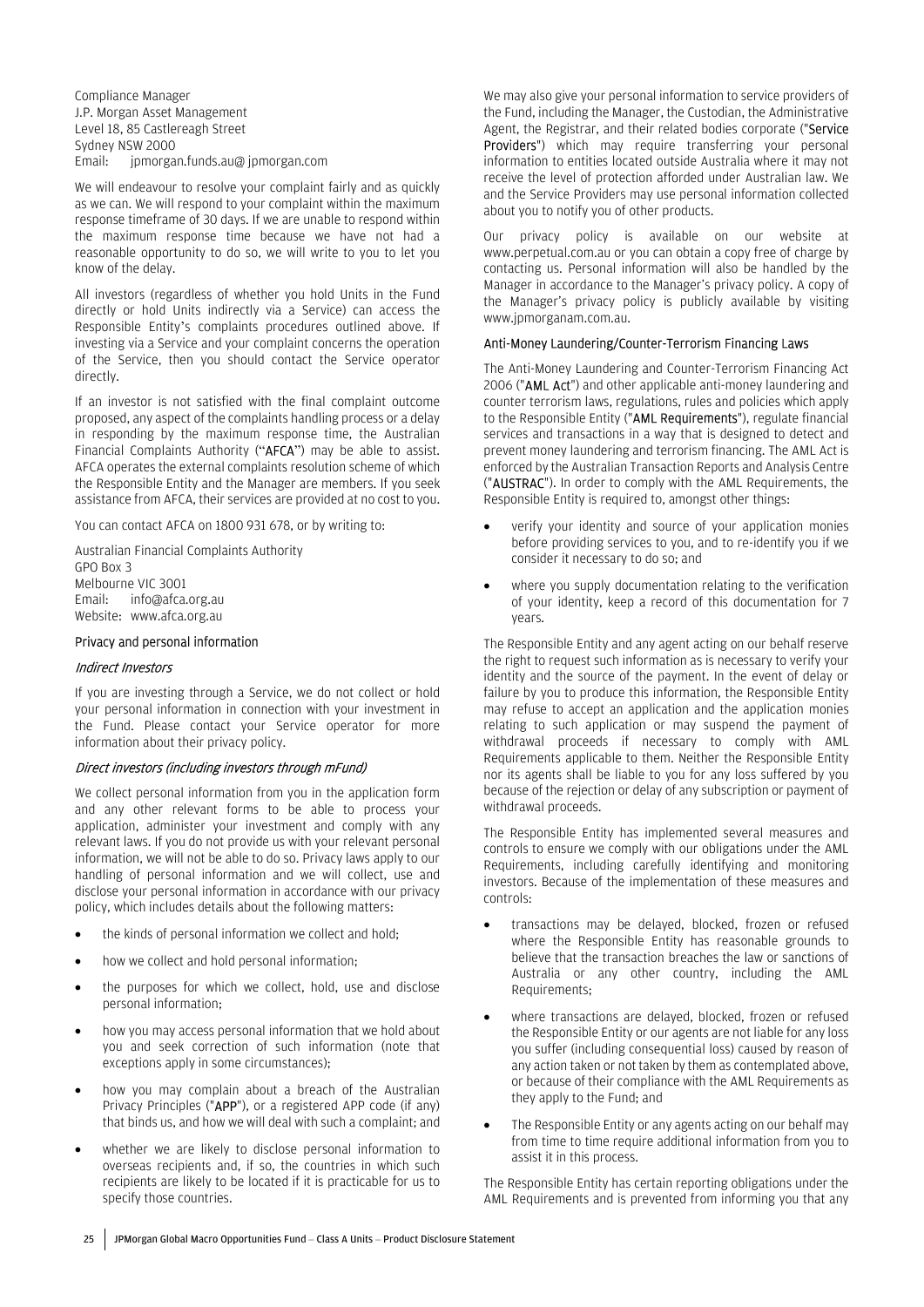Compliance Manager
J.P. Morgan Asset Management
Level 18, 85 Castlereagh Street
Sydney NSW 2000
Email: jpmorgan.funds.au@ jpmorgan.com

We will endeavour to resolve your complaint fairly and as quickly as we can. We will respond to your complaint within the maximum response timeframe of 30 days. If we are unable to respond within the maximum response time because we have not had a reasonable opportunity to do so, we will write to you to let you know of the delay.

All investors (regardless of whether you hold Units in the Fund directly or hold Units indirectly via a Service) can access the Responsible Entity's complaints procedures outlined above. If investing via a Service and your complaint concerns the operation of the Service, then you should contact the Service operator directly.

If an investor is not satisfied with the final complaint outcome proposed, any aspect of the complaints handling process or a delay in responding by the maximum response time, the Australian Financial Complaints Authority ("**AFCA**") may be able to assist. AFCA operates the external complaints resolution scheme of which the Responsible Entity and the Manager are members. If you seek assistance from AFCA, their services are provided at no cost to you.

You can contact AFCA on 1800 931 678, or by writing to:

Australian Financial Complaints Authority
GPO Box 3
Melbourne VIC 3001
Email: info@afca.org.au
Website: www.afca.org.au

### Privacy and personal information

*Indirect Investors*

If you are investing through a Service, we do not collect or hold your personal information in connection with your investment in the Fund. Please contact your Service operator for more information about their privacy policy.

*Direct investors (including investors through mFund)*

We collect personal information from you in the application form and any other relevant forms to be able to process your application, administer your investment and comply with any relevant laws. If you do not provide us with your relevant personal information, we will not be able to do so. Privacy laws apply to our handling of personal information and we will collect, use and disclose your personal information in accordance with our privacy policy, which includes details about the following matters:

- the kinds of personal information we collect and hold;
- how we collect and hold personal information;
- the purposes for which we collect, hold, use and disclose personal information;
- how you may access personal information that we hold about you and seek correction of such information (note that exceptions apply in some circumstances);
- how you may complain about a breach of the Australian Privacy Principles ("**APP**"), or a registered APP code (if any) that binds us, and how we will deal with such a complaint; and
- whether we are likely to disclose personal information to overseas recipients and, if so, the countries in which such recipients are likely to be located if it is practicable for us to specify those countries.

We may also give your personal information to service providers of the Fund, including the Manager, the Custodian, the Administrative Agent, the Registrar, and their related bodies corporate ("**Service Providers**") which may require transferring your personal information to entities located outside Australia where it may not receive the level of protection afforded under Australian law. We and the Service Providers may use personal information collected about you to notify you of other products.

Our privacy policy is available on our website at www.perpetual.com.au or you can obtain a copy free of charge by contacting us. Personal information will also be handled by the Manager in accordance to the Manager's privacy policy. A copy of the Manager's privacy policy is publicly available by visiting www.jpmorganam.com.au.

### Anti-Money Laundering/Counter-Terrorism Financing Laws

The Anti-Money Laundering and Counter-Terrorism Financing Act 2006 ("**AML Act**") and other applicable anti-money laundering and counter terrorism laws, regulations, rules and policies which apply to the Responsible Entity ("**AML Requirements**"), regulate financial services and transactions in a way that is designed to detect and prevent money laundering and terrorism financing. The AML Act is enforced by the Australian Transaction Reports and Analysis Centre ("**AUSTRAC**"). In order to comply with the AML Requirements, the Responsible Entity is required to, amongst other things:

- verify your identity and source of your application monies before providing services to you, and to re-identify you if we consider it necessary to do so; and
- where you supply documentation relating to the verification of your identity, keep a record of this documentation for 7 years.

The Responsible Entity and any agent acting on our behalf reserve the right to request such information as is necessary to verify your identity and the source of the payment. In the event of delay or failure by you to produce this information, the Responsible Entity may refuse to accept an application and the application monies relating to such application or may suspend the payment of withdrawal proceeds if necessary to comply with AML Requirements applicable to them. Neither the Responsible Entity nor its agents shall be liable to you for any loss suffered by you because of the rejection or delay of any subscription or payment of withdrawal proceeds.

The Responsible Entity has implemented several measures and controls to ensure we comply with our obligations under the AML Requirements, including carefully identifying and monitoring investors. Because of the implementation of these measures and controls:

- transactions may be delayed, blocked, frozen or refused where the Responsible Entity has reasonable grounds to believe that the transaction breaches the law or sanctions of Australia or any other country, including the AML Requirements;
- where transactions are delayed, blocked, frozen or refused the Responsible Entity or our agents are not liable for any loss you suffer (including consequential loss) caused by reason of any action taken or not taken by them as contemplated above, or because of their compliance with the AML Requirements as they apply to the Fund; and
- The Responsible Entity or any agents acting on our behalf may from time to time require additional information from you to assist it in this process.

The Responsible Entity has certain reporting obligations under the AML Requirements and is prevented from informing you that any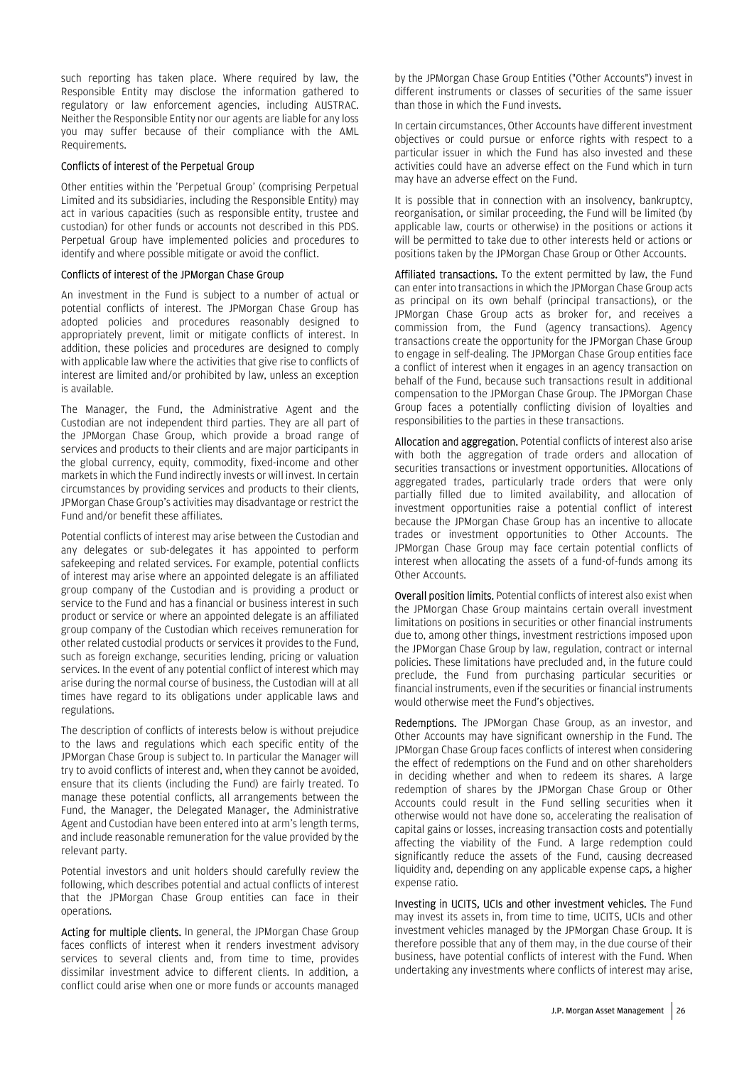such reporting has taken place. Where required by law, the Responsible Entity may disclose the information gathered to regulatory or law enforcement agencies, including AUSTRAC. Neither the Responsible Entity nor our agents are liable for any loss you may suffer because of their compliance with the AML Requirements.

### Conflicts of interest of the Perpetual Group

Other entities within the 'Perpetual Group' (comprising Perpetual Limited and its subsidiaries, including the Responsible Entity) may act in various capacities (such as responsible entity, trustee and custodian) for other funds or accounts not described in this PDS. Perpetual Group have implemented policies and procedures to identify and where possible mitigate or avoid the conflict.

### Conflicts of interest of the JPMorgan Chase Group

An investment in the Fund is subject to a number of actual or potential conflicts of interest. The JPMorgan Chase Group has adopted policies and procedures reasonably designed to appropriately prevent, limit or mitigate conflicts of interest. In addition, these policies and procedures are designed to comply with applicable law where the activities that give rise to conflicts of interest are limited and/or prohibited by law, unless an exception is available.

The Manager, the Fund, the Administrative Agent and the Custodian are not independent third parties. They are all part of the JPMorgan Chase Group, which provide a broad range of services and products to their clients and are major participants in the global currency, equity, commodity, fixed-income and other markets in which the Fund indirectly invests or will invest. In certain circumstances by providing services and products to their clients, JPMorgan Chase Group's activities may disadvantage or restrict the Fund and/or benefit these affiliates.

Potential conflicts of interest may arise between the Custodian and any delegates or sub-delegates it has appointed to perform safekeeping and related services. For example, potential conflicts of interest may arise where an appointed delegate is an affiliated group company of the Custodian and is providing a product or service to the Fund and has a financial or business interest in such product or service or where an appointed delegate is an affiliated group company of the Custodian which receives remuneration for other related custodial products or services it provides to the Fund, such as foreign exchange, securities lending, pricing or valuation services. In the event of any potential conflict of interest which may arise during the normal course of business, the Custodian will at all times have regard to its obligations under applicable laws and regulations.

The description of conflicts of interests below is without prejudice to the laws and regulations which each specific entity of the JPMorgan Chase Group is subject to. In particular the Manager will try to avoid conflicts of interest and, when they cannot be avoided, ensure that its clients (including the Fund) are fairly treated. To manage these potential conflicts, all arrangements between the Fund, the Manager, the Delegated Manager, the Administrative Agent and Custodian have been entered into at arm's length terms, and include reasonable remuneration for the value provided by the relevant party.

Potential investors and unit holders should carefully review the following, which describes potential and actual conflicts of interest that the JPMorgan Chase Group entities can face in their operations.

**Acting for multiple clients.** In general, the JPMorgan Chase Group faces conflicts of interest when it renders investment advisory services to several clients and, from time to time, provides dissimilar investment advice to different clients. In addition, a conflict could arise when one or more funds or accounts managed by the JPMorgan Chase Group Entities ("Other Accounts") invest in different instruments or classes of securities of the same issuer than those in which the Fund invests.

In certain circumstances, Other Accounts have different investment objectives or could pursue or enforce rights with respect to a particular issuer in which the Fund has also invested and these activities could have an adverse effect on the Fund which in turn may have an adverse effect on the Fund.

It is possible that in connection with an insolvency, bankruptcy, reorganisation, or similar proceeding, the Fund will be limited (by applicable law, courts or otherwise) in the positions or actions it will be permitted to take due to other interests held or actions or positions taken by the JPMorgan Chase Group or Other Accounts.

**Affiliated transactions.** To the extent permitted by law, the Fund can enter into transactions in which the JPMorgan Chase Group acts as principal on its own behalf (principal transactions), or the JPMorgan Chase Group acts as broker for, and receives a commission from, the Fund (agency transactions). Agency transactions create the opportunity for the JPMorgan Chase Group to engage in self-dealing. The JPMorgan Chase Group entities face a conflict of interest when it engages in an agency transaction on behalf of the Fund, because such transactions result in additional compensation to the JPMorgan Chase Group. The JPMorgan Chase Group faces a potentially conflicting division of loyalties and responsibilities to the parties in these transactions.

**Allocation and aggregation.** Potential conflicts of interest also arise with both the aggregation of trade orders and allocation of securities transactions or investment opportunities. Allocations of aggregated trades, particularly trade orders that were only partially filled due to limited availability, and allocation of investment opportunities raise a potential conflict of interest because the JPMorgan Chase Group has an incentive to allocate trades or investment opportunities to Other Accounts. The JPMorgan Chase Group may face certain potential conflicts of interest when allocating the assets of a fund-of-funds among its Other Accounts.

**Overall position limits.** Potential conflicts of interest also exist when the JPMorgan Chase Group maintains certain overall investment limitations on positions in securities or other financial instruments due to, among other things, investment restrictions imposed upon the JPMorgan Chase Group by law, regulation, contract or internal policies. These limitations have precluded and, in the future could preclude, the Fund from purchasing particular securities or financial instruments, even if the securities or financial instruments would otherwise meet the Fund's objectives.

**Redemptions.** The JPMorgan Chase Group, as an investor, and Other Accounts may have significant ownership in the Fund. The JPMorgan Chase Group faces conflicts of interest when considering the effect of redemptions on the Fund and on other shareholders in deciding whether and when to redeem its shares. A large redemption of shares by the JPMorgan Chase Group or Other Accounts could result in the Fund selling securities when it otherwise would not have done so, accelerating the realisation of capital gains or losses, increasing transaction costs and potentially affecting the viability of the Fund. A large redemption could significantly reduce the assets of the Fund, causing decreased liquidity and, depending on any applicable expense caps, a higher expense ratio.

**Investing in UCITS, UCIs and other investment vehicles.** The Fund may invest its assets in, from time to time, UCITS, UCIs and other investment vehicles managed by the JPMorgan Chase Group. It is therefore possible that any of them may, in the due course of their business, have potential conflicts of interest with the Fund. When undertaking any investments where conflicts of interest may arise,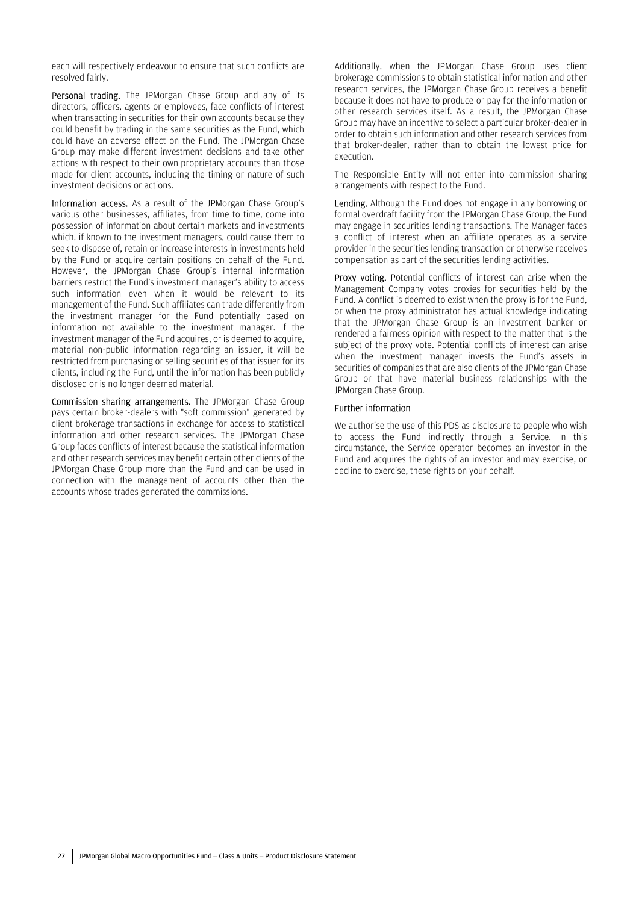each will respectively endeavour to ensure that such conflicts are resolved fairly.

**Personal trading.** The JPMorgan Chase Group and any of its directors, officers, agents or employees, face conflicts of interest when transacting in securities for their own accounts because they could benefit by trading in the same securities as the Fund, which could have an adverse effect on the Fund. The JPMorgan Chase Group may make different investment decisions and take other actions with respect to their own proprietary accounts than those made for client accounts, including the timing or nature of such investment decisions or actions.

**Information access.** As a result of the JPMorgan Chase Group's various other businesses, affiliates, from time to time, come into possession of information about certain markets and investments which, if known to the investment managers, could cause them to seek to dispose of, retain or increase interests in investments held by the Fund or acquire certain positions on behalf of the Fund. However, the JPMorgan Chase Group's internal information barriers restrict the Fund's investment manager's ability to access such information even when it would be relevant to its management of the Fund. Such affiliates can trade differently from the investment manager for the Fund potentially based on information not available to the investment manager. If the investment manager of the Fund acquires, or is deemed to acquire, material non-public information regarding an issuer, it will be restricted from purchasing or selling securities of that issuer for its clients, including the Fund, until the information has been publicly disclosed or is no longer deemed material.

**Commission sharing arrangements.** The JPMorgan Chase Group pays certain broker-dealers with "soft commission" generated by client brokerage transactions in exchange for access to statistical information and other research services. The JPMorgan Chase Group faces conflicts of interest because the statistical information and other research services may benefit certain other clients of the JPMorgan Chase Group more than the Fund and can be used in connection with the management of accounts other than the accounts whose trades generated the commissions.

Additionally, when the JPMorgan Chase Group uses client brokerage commissions to obtain statistical information and other research services, the JPMorgan Chase Group receives a benefit because it does not have to produce or pay for the information or other research services itself. As a result, the JPMorgan Chase Group may have an incentive to select a particular broker-dealer in order to obtain such information and other research services from that broker-dealer, rather than to obtain the lowest price for execution.

The Responsible Entity will not enter into commission sharing arrangements with respect to the Fund.

**Lending.** Although the Fund does not engage in any borrowing or formal overdraft facility from the JPMorgan Chase Group, the Fund may engage in securities lending transactions. The Manager faces a conflict of interest when an affiliate operates as a service provider in the securities lending transaction or otherwise receives compensation as part of the securities lending activities.

**Proxy voting.** Potential conflicts of interest can arise when the Management Company votes proxies for securities held by the Fund. A conflict is deemed to exist when the proxy is for the Fund, or when the proxy administrator has actual knowledge indicating that the JPMorgan Chase Group is an investment banker or rendered a fairness opinion with respect to the matter that is the subject of the proxy vote. Potential conflicts of interest can arise when the investment manager invests the Fund's assets in securities of companies that are also clients of the JPMorgan Chase Group or that have material business relationships with the JPMorgan Chase Group.

### Further information

We authorise the use of this PDS as disclosure to people who wish to access the Fund indirectly through a Service. In this circumstance, the Service operator becomes an investor in the Fund and acquires the rights of an investor and may exercise, or decline to exercise, these rights on your behalf.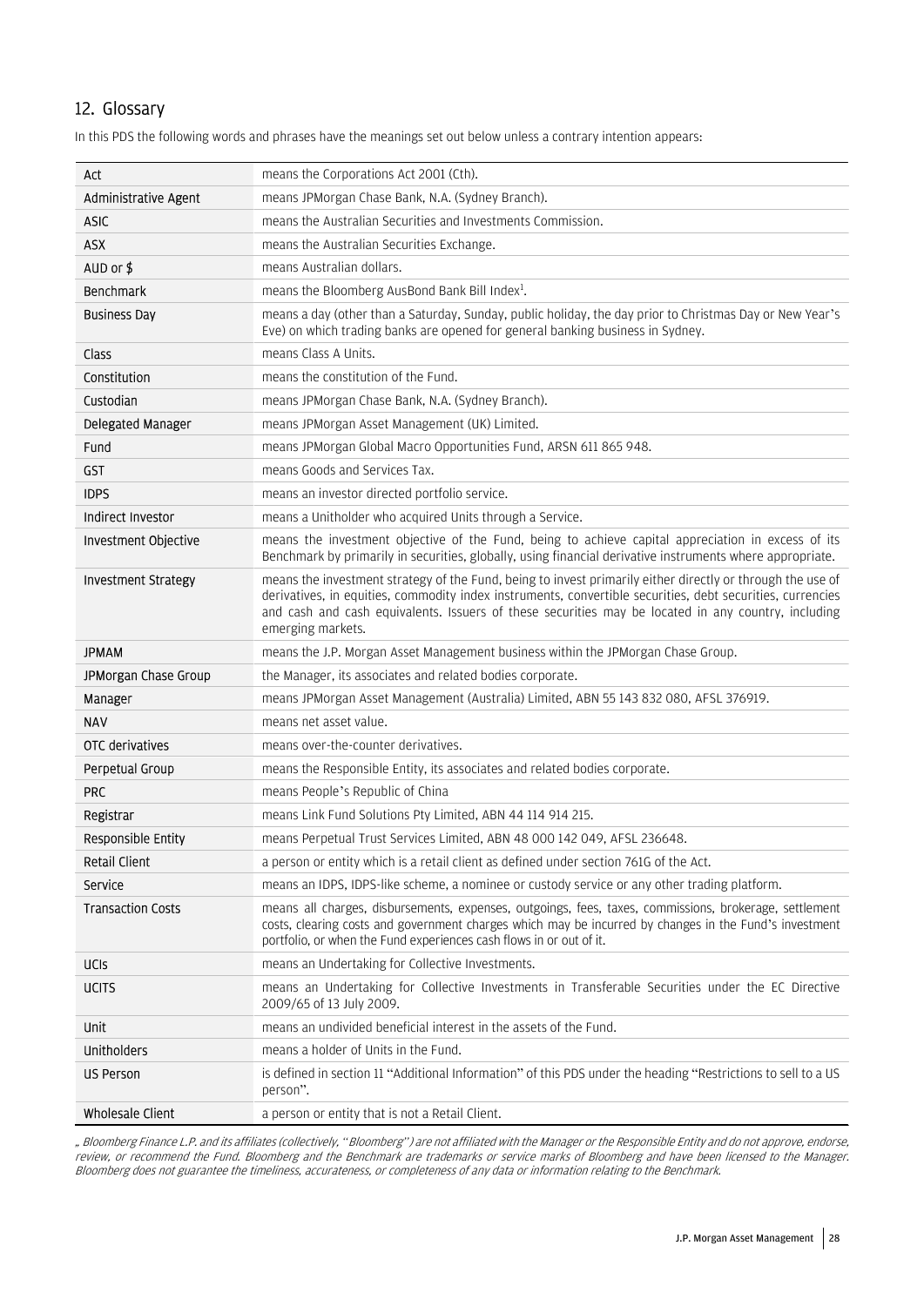## 12. Glossary

In this PDS the following words and phrases have the meanings set out below unless a contrary intention appears:

| | |
|---|---|
| Act | means the Corporations Act 2001 (Cth). |
| Administrative Agent | means JPMorgan Chase Bank, N.A. (Sydney Branch). |
| ASIC | means the Australian Securities and Investments Commission. |
| ASX | means the Australian Securities Exchange. |
| AUD or $ | means Australian dollars. |
| Benchmark | means the Bloomberg AusBond Bank Bill Index[1]. |
| Business Day | means a day (other than a Saturday, Sunday, public holiday, the day prior to Christmas Day or New Year's Eve) on which trading banks are opened for general banking business in Sydney. |
| Class | means Class A Units. |
| Constitution | means the constitution of the Fund. |
| Custodian | means JPMorgan Chase Bank, N.A. (Sydney Branch). |
| Delegated Manager | means JPMorgan Asset Management (UK) Limited. |
| Fund | means JPMorgan Global Macro Opportunities Fund, ARSN 611 865 948. |
| GST | means Goods and Services Tax. |
| IDPS | means an investor directed portfolio service. |
| Indirect Investor | means a Unitholder who acquired Units through a Service. |
| Investment Objective | means the investment objective of the Fund, being to achieve capital appreciation in excess of its Benchmark by primarily in securities, globally, using financial derivative instruments where appropriate. |
| Investment Strategy | means the investment strategy of the Fund, being to invest primarily either directly or through the use of derivatives, in equities, commodity index instruments, convertible securities, debt securities, currencies and cash and cash equivalents. Issuers of these securities may be located in any country, including emerging markets. |
| JPMAM | means the J.P. Morgan Asset Management business within the JPMorgan Chase Group. |
| JPMorgan Chase Group | the Manager, its associates and related bodies corporate. |
| Manager | means JPMorgan Asset Management (Australia) Limited, ABN 55 143 832 080, AFSL 376919. |
| NAV | means net asset value. |
| OTC derivatives | means over-the-counter derivatives. |
| Perpetual Group | means the Responsible Entity, its associates and related bodies corporate. |
| PRC | means People's Republic of China |
| Registrar | means Link Fund Solutions Pty Limited, ABN 44 114 914 215. |
| Responsible Entity | means Perpetual Trust Services Limited, ABN 48 000 142 049, AFSL 236648. |
| Retail Client | a person or entity which is a retail client as defined under section 761G of the Act. |
| Service | means an IDPS, IDPS-like scheme, a nominee or custody service or any other trading platform. |
| Transaction Costs | means all charges, disbursements, expenses, outgoings, fees, taxes, commissions, brokerage, settlement costs, clearing costs and government charges which may be incurred by changes in the Fund's investment portfolio, or when the Fund experiences cash flows in or out of it. |
| UCIs | means an Undertaking for Collective Investments. |
| UCITS | means an Undertaking for Collective Investments in Transferable Securities under the EC Directive 2009/65 of 13 July 2009. |
| Unit | means an undivided beneficial interest in the assets of the Fund. |
| Unitholders | means a holder of Units in the Fund. |
| US Person | is defined in section 11 "Additional Information" of this PDS under the heading "Restrictions to sell to a US person". |
| Wholesale Client | a person or entity that is not a Retail Client. |

*[1] Bloomberg Finance L.P. and its affiliates (collectively, "Bloomberg") are not affiliated with the Manager or the Responsible Entity and do not approve, endorse, review, or recommend the Fund. Bloomberg and the Benchmark are trademarks or service marks of Bloomberg and have been licensed to the Manager. Bloomberg does not guarantee the timeliness, accurateness, or completeness of any data or information relating to the Benchmark.*